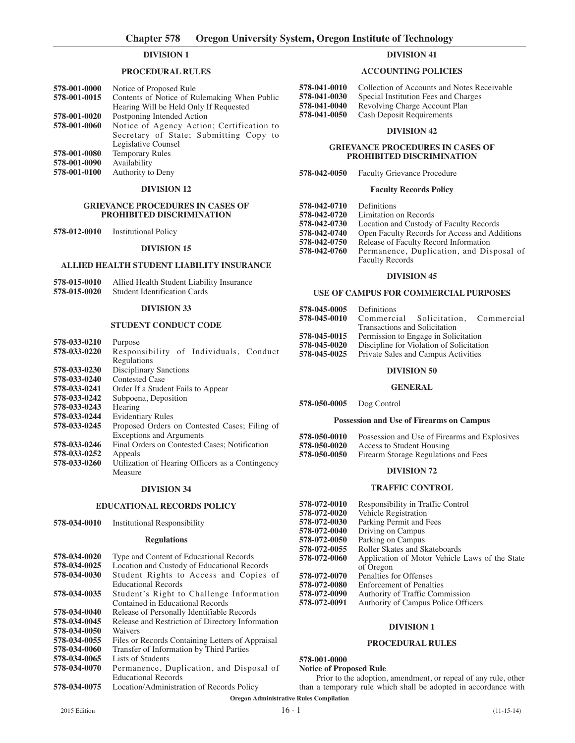# Chapter 578 Oregon University System, Oregon Institute of Technology

## DIVISION 1

### PROCEDURAL RULES

**578-001-0000** Notice of Proposed Rule
**578-001-0015** Contents of Notice of Rulemaking When Public Hearing Will be Held Only If Requested
**578-001-0020** Postponing Intended Action
**578-001-0060** Notice of Agency Action; Certification to Secretary of State; Submitting Copy to Legislative Counsel
**578-001-0080** Temporary Rules
**578-001-0090** Availability
**578-001-0100** Authority to Deny

## DIVISION 12

### GRIEVANCE PROCEDURES IN CASES OF PROHIBITED DISCRIMINATION

**578-012-0010** Institutional Policy

## DIVISION 15

### ALLIED HEALTH STUDENT LIABILITY INSURANCE

**578-015-0010** Allied Health Student Liability Insurance
**578-015-0020** Student Identification Cards

## DIVISION 33

### STUDENT CONDUCT CODE

**578-033-0210** Purpose
**578-033-0220** Responsibility of Individuals, Conduct Regulations
**578-033-0230** Disciplinary Sanctions
**578-033-0240** Contested Case
**578-033-0241** Order If a Student Fails to Appear
**578-033-0242** Subpoena, Deposition
**578-033-0243** Hearing
**578-033-0244** Evidentiary Rules
**578-033-0245** Proposed Orders on Contested Cases; Filing of Exceptions and Arguments
**578-033-0246** Final Orders on Contested Cases; Notification
**578-033-0252** Appeals
**578-033-0260** Utilization of Hearing Officers as a Contingency Measure

## DIVISION 34

### EDUCATIONAL RECORDS POLICY

**578-034-0010** Institutional Responsibility

#### Regulations

**578-034-0020** Type and Content of Educational Records
**578-034-0025** Location and Custody of Educational Records
**578-034-0030** Student Rights to Access and Copies of Educational Records
**578-034-0035** Student's Right to Challenge Information Contained in Educational Records
**578-034-0040** Release of Personally Identifiable Records
**578-034-0045** Release and Restriction of Directory Information
**578-034-0050** Waivers
**578-034-0055** Files or Records Containing Letters of Appraisal
**578-034-0060** Transfer of Information by Third Parties
**578-034-0065** Lists of Students
**578-034-0070** Permanence, Duplication, and Disposal of Educational Records
**578-034-0075** Location/Administration of Records Policy

## DIVISION 41

### ACCOUNTING POLICIES

**578-041-0010** Collection of Accounts and Notes Receivable
**578-041-0030** Special Institution Fees and Charges
**578-041-0040** Revolving Charge Account Plan
**578-041-0050** Cash Deposit Requirements

## DIVISION 42

### GRIEVANCE PROCEDURES IN CASES OF PROHIBITED DISCRIMINATION

**578-042-0050** Faculty Grievance Procedure

#### Faculty Records Policy

**578-042-0710** Definitions
**578-042-0720** Limitation on Records
**578-042-0730** Location and Custody of Faculty Records
**578-042-0740** Open Faculty Records for Access and Additions
**578-042-0750** Release of Faculty Record Information
**578-042-0760** Permanence, Duplication, and Disposal of Faculty Records

## DIVISION 45

### USE OF CAMPUS FOR COMMERCIAL PURPOSES

**578-045-0005** Definitions
**578-045-0010** Commercial Solicitation, Commercial Transactions and Solicitation
**578-045-0015** Permission to Engage in Solicitation
**578-045-0020** Discipline for Violation of Solicitation
**578-045-0025** Private Sales and Campus Activities

## DIVISION 50

### GENERAL

**578-050-0005** Dog Control

#### Possession and Use of Firearms on Campus

**578-050-0010** Possession and Use of Firearms and Explosives
**578-050-0020** Access to Student Housing
**578-050-0050** Firearm Storage Regulations and Fees

## DIVISION 72

### TRAFFIC CONTROL

**578-072-0010** Responsibility in Traffic Control
**578-072-0020** Vehicle Registration
**578-072-0030** Parking Permit and Fees
**578-072-0040** Driving on Campus
**578-072-0050** Parking on Campus
**578-072-0055** Roller Skates and Skateboards
**578-072-0060** Application of Motor Vehicle Laws of the State of Oregon
**578-072-0070** Penalties for Offenses
**578-072-0080** Enforcement of Penalties
**578-072-0090** Authority of Traffic Commission
**578-072-0091** Authority of Campus Police Officers

## DIVISION 1

### PROCEDURAL RULES

**578-001-0000**
**Notice of Proposed Rule**

Prior to the adoption, amendment, or repeal of any rule, other than a temporary rule which shall be adopted in accordance with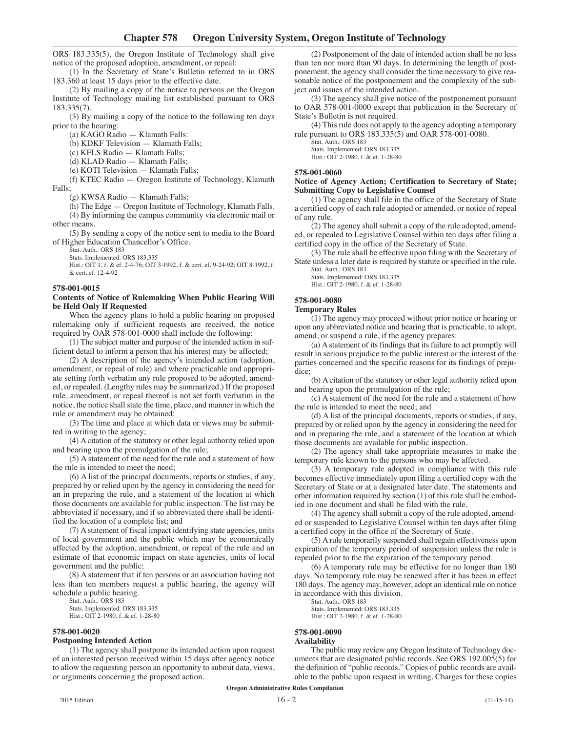ORS 183.335(5), the Oregon Institute of Technology shall give notice of the proposed adoption, amendment, or repeal:

(1) In the Secretary of State's Bulletin referred to in ORS 183.360 at least 15 days prior to the effective date.

(2) By mailing a copy of the notice to persons on the Oregon Institute of Technology mailing list established pursuant to ORS 183.335(7).

(3) By mailing a copy of the notice to the following ten days prior to the hearing:

(a) KAGO Radio — Klamath Falls:

(b) KDKF Television — Klamath Falls;

(c) KFLS Radio — Klamath Falls;

(d) KLAD Radio — Klamath Falls;

(e) KOTI Television — Klamath Falls;

(f) KTEC Radio — Oregon Institute of Technology, Klamath Falls;

(g) KWSA Radio — Klamath Falls;

(h) The Edge — Oregon Institute of Technology, Klamath Falls.

(4) By informing the campus community via electronic mail or other means.

(5) By sending a copy of the notice sent to media to the Board of Higher Education Chancellor's Office.

Stat. Auth.: ORS 183
Stats. Implemented: ORS 183.335
Hist.: OIT 1, f. & ef. 2-4-76; OIT 3-1992, f. & cert. ef. 9-24-92; OIT 8-1992, f. & cert. ef. 12-4-92

### 578-001-0015

**Contents of Notice of Rulemaking When Public Hearing Will be Held Only If Requested**

When the agency plans to hold a public hearing on proposed rulemaking only if sufficient requests are received, the notice required by OAR 578-001-0000 shall include the following:

(1) The subject matter and purpose of the intended action in sufficient detail to inform a person that his interest may be affected;

(2) A description of the agency's intended action (adoption, amendment, or repeal of rule) and where practicable and appropriate setting forth verbatim any rule proposed to be adopted, amended, or repealed. (Lengthy rules may be summarized.) If the proposed rule, amendment, or repeal thereof is not set forth verbatim in the notice, the notice shall state the time, place, and manner in which the rule or amendment may be obtained;

(3) The time and place at which data or views may be submitted in writing to the agency;

(4) A citation of the statutory or other legal authority relied upon and bearing upon the promulgation of the rule;

(5) A statement of the need for the rule and a statement of how the rule is intended to meet the need;

(6) A list of the principal documents, reports or studies, if any, prepared by or relied upon by the agency in considering the need for an in preparing the rule, and a statement of the location at which those documents are available for public inspection. The list may be abbreviated if necessary, and if so abbreviated there shall be identified the location of a complete list; and

(7) A statement of fiscal impact identifying state agencies, units of local government and the public which may be economically affected by the adoption, amendment, or repeal of the rule and an estimate of that economic impact on state agencies, units of local government and the public;

(8) A statement that if ten persons or an association having not less than ten members request a public hearing, the agency will schedule a public hearing.

Stat. Auth.: ORS 183
Stats. Implemented: ORS 183.335
Hist.: OIT 2-1980, f. & ef. 1-28-80

### 578-001-0020

**Postponing Intended Action**

(1) The agency shall postpone its intended action upon request of an interested person received within 15 days after agency notice to allow the requesting person an opportunity to submit data, views, or arguments concerning the proposed action.

(2) Postponement of the date of intended action shall be no less than ten nor more than 90 days. In determining the length of postponement, the agency shall consider the time necessary to give reasonable notice of the postponement and the complexity of the subject and issues of the intended action.

(3) The agency shall give notice of the postponement pursuant to OAR 578-001-0000 except that publication in the Secretary of State's Bulletin is not required.

(4) This rule does not apply to the agency adopting a temporary rule pursuant to ORS 183.335(5) and OAR 578-001-0080.

Stat. Auth.: ORS 183
Stats. Implemented: ORS 183.335
Hist.: OIT 2-1980, f. & ef. 1-28-80

### 578-001-0060

**Notice of Agency Action; Certification to Secretary of State; Submitting Copy to Legislative Counsel**

(1) The agency shall file in the office of the Secretary of State a certified copy of each rule adopted or amended, or notice of repeal of any rule.

(2) The agency shall submit a copy of the rule adopted, amended, or repealed to Legislative Counsel within ten days after filing a certified copy in the office of the Secretary of State.

(3) The rule shall be effective upon filing with the Secretary of State unless a later date is required by statute or specified in the rule.

Stat. Auth.: ORS 183
Stats. Implemented: ORS 183.335
Hist.: OIT 2-1980, f. & ef. 1-28-80

### 578-001-0080

**Temporary Rules**

(1) The agency may proceed without prior notice or hearing or upon any abbreviated notice and hearing that is practicable, to adopt, amend, or suspend a rule, if the agency prepares:

(a) A statement of its findings that its failure to act promptly will result in serious prejudice to the public interest or the interest of the parties concerned and the specific reasons for its findings of prejudice;

(b) A citation of the statutory or other legal authority relied upon and bearing upon the promulgation of the rule;

(c) A statement of the need for the rule and a statement of how the rule is intended to meet the need; and

(d) A list of the principal documents, reports or studies, if any, prepared by or relied upon by the agency in considering the need for and in preparing the rule, and a statement of the location at which those documents are available for public inspection.

(2) The agency shall take appropriate measures to make the temporary rule known to the persons who may be affected.

(3) A temporary rule adopted in compliance with this rule becomes effective immediately upon filing a certified copy with the Secretary of State or at a designated later date. The statements and other information required by section (1) of this rule shall be embodied in one document and shall be filed with the rule.

(4) The agency shall submit a copy of the rule adopted, amended or suspended to Legislative Counsel within ten days after filing a certified copy in the office of the Secretary of State.

(5) A rule temporarily suspended shall regain effectiveness upon expiration of the temporary period of suspension unless the rule is repealed prior to the the expiration of the temporary period.

(6) A temporary rule may be effective for no longer than 180 days. No temporary rule may be renewed after it has been in effect 180 days. The agency may, however, adopt an identical rule on notice in accordance with this division.

Stat. Auth.: ORS 183
Stats. Implemented: ORS 183.335
Hist.: OIT 2-1980, f. & ef. 1-28-80

### 578-001-0090

**Availability**

The public may review any Oregon Institute of Technology documents that are designated public records. See ORS 192.005(5) for the definition of "public records." Copies of public records are available to the public upon request in writing. Charges for these copies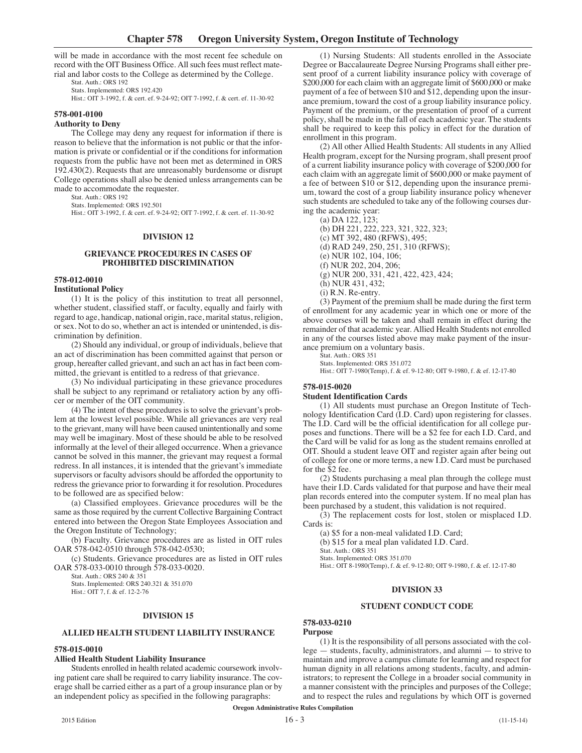will be made in accordance with the most recent fee schedule on record with the OIT Business Office. All such fees must reflect material and labor costs to the College as determined by the College.

Stat. Auth.: ORS 192
Stats. Implemented: ORS 192.420
Hist.: OIT 3-1992, f. & cert. ef. 9-24-92; OIT 7-1992, f. & cert. ef. 11-30-92

#### 578-001-0100
**Authority to Deny**

The College may deny any request for information if there is reason to believe that the information is not public or that the information is private or confidential or if the conditions for information requests from the public have not been met as determined in ORS 192.430(2). Requests that are unreasonably burdensome or disrupt College operations shall also be denied unless arrangements can be made to accommodate the requester.

Stat. Auth.: ORS 192
Stats. Implemented: ORS 192.501
Hist.: OIT 3-1992, f. & cert. ef. 9-24-92; OIT 7-1992, f. & cert. ef. 11-30-92

## DIVISION 12

### GRIEVANCE PROCEDURES IN CASES OF PROHIBITED DISCRIMINATION

#### 578-012-0010
**Institutional Policy**

(1) It is the policy of this institution to treat all personnel, whether student, classified staff, or faculty, equally and fairly with regard to age, handicap, national origin, race, marital status, religion, or sex. Not to do so, whether an act is intended or unintended, is discrimination by definition.

(2) Should any individual, or group of individuals, believe that an act of discrimination has been committed against that person or group, hereafter called grievant, and such an act has in fact been committed, the grievant is entitled to a redress of that grievance.

(3) No individual participating in these grievance procedures shall be subject to any reprimand or retaliatory action by any officer or member of the OIT community.

(4) The intent of these procedures is to solve the grievant's problem at the lowest level possible. While all grievances are very real to the grievant, many will have been caused unintentionally and some may well be imaginary. Most of these should be able to be resolved informally at the level of their alleged occurrence. When a grievance cannot be solved in this manner, the grievant may request a formal redress. In all instances, it is intended that the grievant's immediate supervisors or faculty advisors should be afforded the opportunity to redress the grievance prior to forwarding it for resolution. Procedures to be followed are as specified below:

(a) Classified employees. Grievance procedures will be the same as those required by the current Collective Bargaining Contract entered into between the Oregon State Employees Association and the Oregon Institute of Technology;

(b) Faculty. Grievance procedures are as listed in OIT rules OAR 578-042-0510 through 578-042-0530;

(c) Students. Grievance procedures are as listed in OIT rules OAR 578-033-0010 through 578-033-0020.

Stat. Auth.: ORS 240 & 351
Stats. Implemented: ORS 240.321 & 351.070
Hist.: OIT 7, f. & ef. 12-2-76

## DIVISION 15

### ALLIED HEALTH STUDENT LIABILITY INSURANCE

#### 578-015-0010
**Allied Health Student Liability Insurance**

Students enrolled in health related academic coursework involving patient care shall be required to carry liability insurance. The coverage shall be carried either as a part of a group insurance plan or by an independent policy as specified in the following paragraphs:

(1) Nursing Students: All students enrolled in the Associate Degree or Baccalaureate Degree Nursing Programs shall either present proof of a current liability insurance policy with coverage of $200,000 for each claim with an aggregate limit of $600,000 or make payment of a fee of between $10 and $12, depending upon the insurance premium, toward the cost of a group liability insurance policy. Payment of the premium, or the presentation of proof of a current policy, shall be made in the fall of each academic year. The students shall be required to keep this policy in effect for the duration of enrollment in this program.

(2) All other Allied Health Students: All students in any Allied Health program, except for the Nursing program, shall present proof of a current liability insurance policy with coverage of $200,000 for each claim with an aggregate limit of $600,000 or make payment of a fee of between $10 or $12, depending upon the insurance premium, toward the cost of a group liability insurance policy whenever such students are scheduled to take any of the following courses during the academic year:

(a) DA 122, 123;
(b) DH 221, 222, 223, 321, 322, 323;
(c) MT 392, 480 (RFWS), 495;
(d) RAD 249, 250, 251, 310 (RFWS);
(e) NUR 102, 104, 106;
(f) NUR 202, 204, 206;
(g) NUR 200, 331, 421, 422, 423, 424;
(h) NUR 431, 432;
(i) R.N. Re-entry.

(3) Payment of the premium shall be made during the first term of enrollment for any academic year in which one or more of the above courses will be taken and shall remain in effect during the remainder of that academic year. Allied Health Students not enrolled in any of the courses listed above may make payment of the insurance premium on a voluntary basis.

Stat. Auth.: ORS 351
Stats. Implemented: ORS 351.072
Hist.: OIT 7-1980(Temp), f. & ef. 9-12-80; OIT 9-1980, f. & ef. 12-17-80

#### 578-015-0020
**Student Identification Cards**

(1) All students must purchase an Oregon Institute of Technology Identification Card (I.D. Card) upon registering for classes. The I.D. Card will be the official identification for all college purposes and functions. There will be a $2 fee for each I.D. Card, and the Card will be valid for as long as the student remains enrolled at OIT. Should a student leave OIT and register again after being out of college for one or more terms, a new I.D. Card must be purchased for the $2 fee.

(2) Students purchasing a meal plan through the college must have their I.D. Cards validated for that purpose and have their meal plan records entered into the computer system. If no meal plan has been purchased by a student, this validation is not required.

(3) The replacement costs for lost, stolen or misplaced I.D. Cards is:

(a) $5 for a non-meal validated I.D. Card;
(b) $15 for a meal plan validated I.D. Card.

Stat. Auth.: ORS 351
Stats. Implemented: ORS 351.070
Hist.: OIT 8-1980(Temp), f. & ef. 9-12-80; OIT 9-1980, f. & ef. 12-17-80

## DIVISION 33

### STUDENT CONDUCT CODE

#### 578-033-0210
**Purpose**

(1) It is the responsibility of all persons associated with the college — students, faculty, administrators, and alumni — to strive to maintain and improve a campus climate for learning and respect for human dignity in all relations among students, faculty, and administrators; to represent the College in a broader social community in a manner consistent with the principles and purposes of the College; and to respect the rules and regulations by which OIT is governed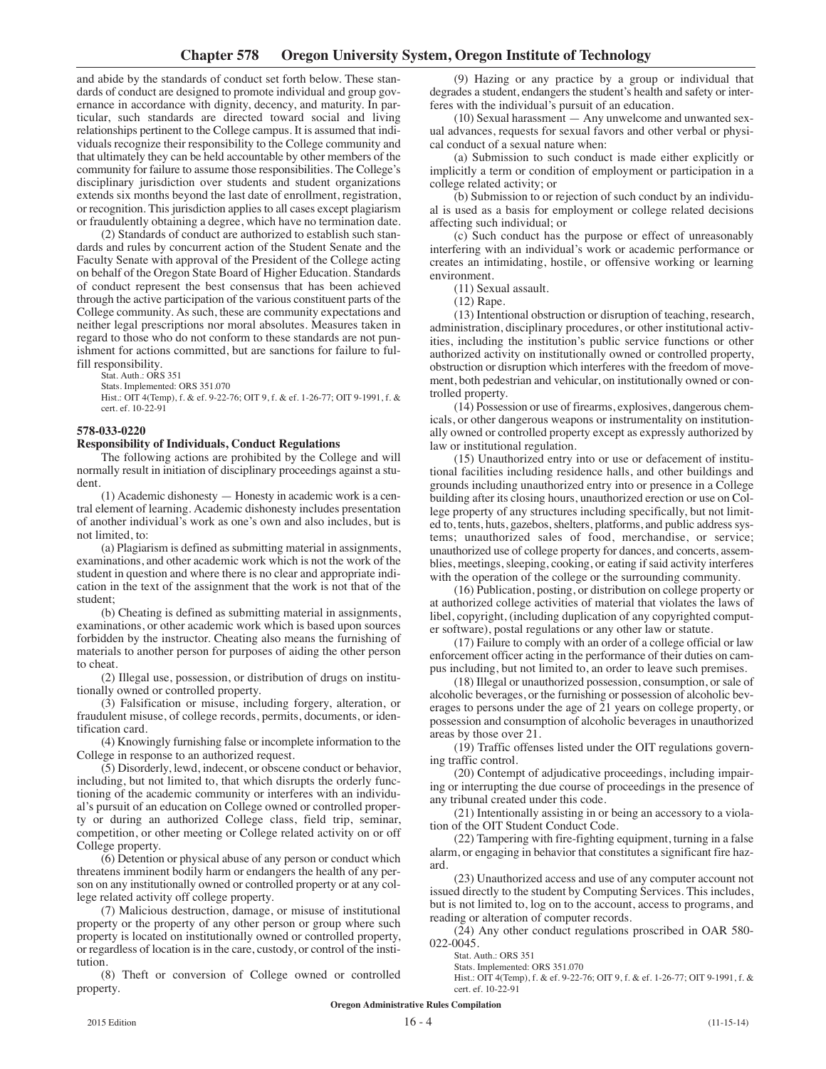and abide by the standards of conduct set forth below. These standards of conduct are designed to promote individual and group governance in accordance with dignity, decency, and maturity. In particular, such standards are directed toward social and living relationships pertinent to the College campus. It is assumed that individuals recognize their responsibility to the College community and that ultimately they can be held accountable by other members of the community for failure to assume those responsibilities. The College's disciplinary jurisdiction over students and student organizations extends six months beyond the last date of enrollment, registration, or recognition. This jurisdiction applies to all cases except plagiarism or fraudulently obtaining a degree, which have no termination date.

(2) Standards of conduct are authorized to establish such standards and rules by concurrent action of the Student Senate and the Faculty Senate with approval of the President of the College acting on behalf of the Oregon State Board of Higher Education. Standards of conduct represent the best consensus that has been achieved through the active participation of the various constituent parts of the College community. As such, these are community expectations and neither legal prescriptions nor moral absolutes. Measures taken in regard to those who do not conform to these standards are not punishment for actions committed, but are sanctions for failure to fulfill responsibility.

Stat. Auth.: ORS 351
Stats. Implemented: ORS 351.070
Hist.: OIT 4(Temp), f. & ef. 9-22-76; OIT 9, f. & ef. 1-26-77; OIT 9-1991, f. & cert. ef. 10-22-91

**578-033-0220**
**Responsibility of Individuals, Conduct Regulations**

The following actions are prohibited by the College and will normally result in initiation of disciplinary proceedings against a student.

(1) Academic dishonesty — Honesty in academic work is a central element of learning. Academic dishonesty includes presentation of another individual's work as one's own and also includes, but is not limited, to:

(a) Plagiarism is defined as submitting material in assignments, examinations, and other academic work which is not the work of the student in question and where there is no clear and appropriate indication in the text of the assignment that the work is not that of the student;

(b) Cheating is defined as submitting material in assignments, examinations, or other academic work which is based upon sources forbidden by the instructor. Cheating also means the furnishing of materials to another person for purposes of aiding the other person to cheat.

(2) Illegal use, possession, or distribution of drugs on institutionally owned or controlled property.

(3) Falsification or misuse, including forgery, alteration, or fraudulent misuse, of college records, permits, documents, or identification card.

(4) Knowingly furnishing false or incomplete information to the College in response to an authorized request.

(5) Disorderly, lewd, indecent, or obscene conduct or behavior, including, but not limited to, that which disrupts the orderly functioning of the academic community or interferes with an individual's pursuit of an education on College owned or controlled property or during an authorized College class, field trip, seminar, competition, or other meeting or College related activity on or off College property.

(6) Detention or physical abuse of any person or conduct which threatens imminent bodily harm or endangers the health of any person on any institutionally owned or controlled property or at any college related activity off college property.

(7) Malicious destruction, damage, or misuse of institutional property or the property of any other person or group where such property is located on institutionally owned or controlled property, or regardless of location is in the care, custody, or control of the institution.

(8) Theft or conversion of College owned or controlled property.

(9) Hazing or any practice by a group or individual that degrades a student, endangers the student's health and safety or interferes with the individual's pursuit of an education.

(10) Sexual harassment — Any unwelcome and unwanted sexual advances, requests for sexual favors and other verbal or physical conduct of a sexual nature when:

(a) Submission to such conduct is made either explicitly or implicitly a term or condition of employment or participation in a college related activity; or

(b) Submission to or rejection of such conduct by an individual is used as a basis for employment or college related decisions affecting such individual; or

(c) Such conduct has the purpose or effect of unreasonably interfering with an individual's work or academic performance or creates an intimidating, hostile, or offensive working or learning environment.

(11) Sexual assault.

(12) Rape.

(13) Intentional obstruction or disruption of teaching, research, administration, disciplinary procedures, or other institutional activities, including the institution's public service functions or other authorized activity on institutionally owned or controlled property, obstruction or disruption which interferes with the freedom of movement, both pedestrian and vehicular, on institutionally owned or controlled property.

(14) Possession or use of firearms, explosives, dangerous chemicals, or other dangerous weapons or instrumentality on institutionally owned or controlled property except as expressly authorized by law or institutional regulation.

(15) Unauthorized entry into or use or defacement of institutional facilities including residence halls, and other buildings and grounds including unauthorized entry into or presence in a College building after its closing hours, unauthorized erection or use on College property of any structures including specifically, but not limited to, tents, huts, gazebos, shelters, platforms, and public address systems; unauthorized sales of food, merchandise, or service; unauthorized use of college property for dances, and concerts, assemblies, meetings, sleeping, cooking, or eating if said activity interferes with the operation of the college or the surrounding community.

(16) Publication, posting, or distribution on college property or at authorized college activities of material that violates the laws of libel, copyright, (including duplication of any copyrighted computer software), postal regulations or any other law or statute.

(17) Failure to comply with an order of a college official or law enforcement officer acting in the performance of their duties on campus including, but not limited to, an order to leave such premises.

(18) Illegal or unauthorized possession, consumption, or sale of alcoholic beverages, or the furnishing or possession of alcoholic beverages to persons under the age of 21 years on college property, or possession and consumption of alcoholic beverages in unauthorized areas by those over 21.

(19) Traffic offenses listed under the OIT regulations governing traffic control.

(20) Contempt of adjudicative proceedings, including impairing or interrupting the due course of proceedings in the presence of any tribunal created under this code.

(21) Intentionally assisting in or being an accessory to a violation of the OIT Student Conduct Code.

(22) Tampering with fire-fighting equipment, turning in a false alarm, or engaging in behavior that constitutes a significant fire hazard.

(23) Unauthorized access and use of any computer account not issued directly to the student by Computing Services. This includes, but is not limited to, log on to the account, access to programs, and reading or alteration of computer records.

(24) Any other conduct regulations proscribed in OAR 580-022-0045.

Stat. Auth.: ORS 351
Stats. Implemented: ORS 351.070
Hist.: OIT 4(Temp), f. & ef. 9-22-76; OIT 9, f. & ef. 1-26-77; OIT 9-1991, f. & cert. ef. 10-22-91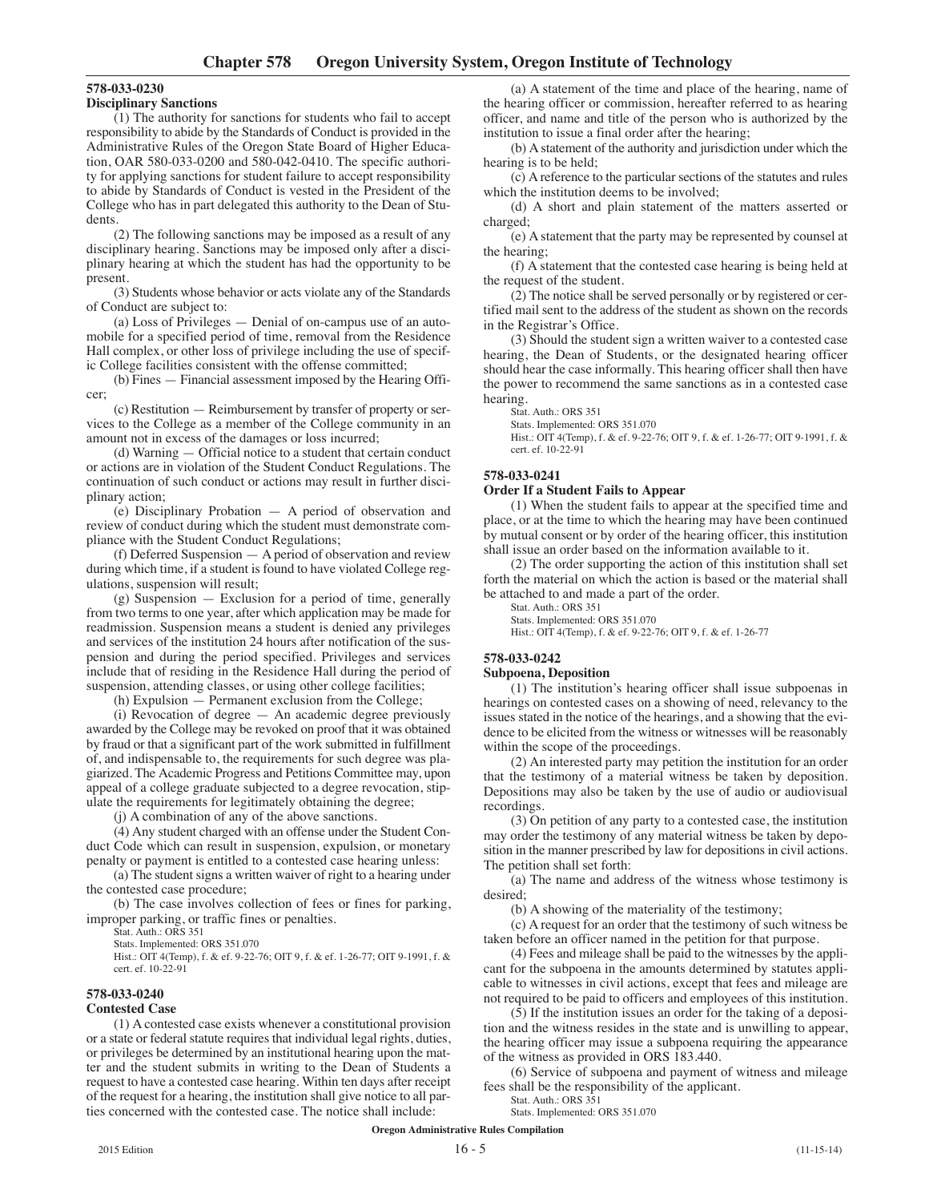**578-033-0230**
**Disciplinary Sanctions**

(1) The authority for sanctions for students who fail to accept responsibility to abide by the Standards of Conduct is provided in the Administrative Rules of the Oregon State Board of Higher Education, OAR 580-033-0200 and 580-042-0410. The specific authority for applying sanctions for student failure to accept responsibility to abide by Standards of Conduct is vested in the President of the College who has in part delegated this authority to the Dean of Students.

(2) The following sanctions may be imposed as a result of any disciplinary hearing. Sanctions may be imposed only after a disciplinary hearing at which the student has had the opportunity to be present.

(3) Students whose behavior or acts violate any of the Standards of Conduct are subject to:

(a) Loss of Privileges — Denial of on-campus use of an automobile for a specified period of time, removal from the Residence Hall complex, or other loss of privilege including the use of specific College facilities consistent with the offense committed;

(b) Fines — Financial assessment imposed by the Hearing Officer;

(c) Restitution — Reimbursement by transfer of property or services to the College as a member of the College community in an amount not in excess of the damages or loss incurred;

(d) Warning — Official notice to a student that certain conduct or actions are in violation of the Student Conduct Regulations. The continuation of such conduct or actions may result in further disciplinary action;

(e) Disciplinary Probation — A period of observation and review of conduct during which the student must demonstrate compliance with the Student Conduct Regulations;

(f) Deferred Suspension — A period of observation and review during which time, if a student is found to have violated College regulations, suspension will result;

(g) Suspension — Exclusion for a period of time, generally from two terms to one year, after which application may be made for readmission. Suspension means a student is denied any privileges and services of the institution 24 hours after notification of the suspension and during the period specified. Privileges and services include that of residing in the Residence Hall during the period of suspension, attending classes, or using other college facilities;

(h) Expulsion — Permanent exclusion from the College;

(i) Revocation of degree — An academic degree previously awarded by the College may be revoked on proof that it was obtained by fraud or that a significant part of the work submitted in fulfillment of, and indispensable to, the requirements for such degree was plagiarized. The Academic Progress and Petitions Committee may, upon appeal of a college graduate subjected to a degree revocation, stipulate the requirements for legitimately obtaining the degree;

(j) A combination of any of the above sanctions.

(4) Any student charged with an offense under the Student Conduct Code which can result in suspension, expulsion, or monetary penalty or payment is entitled to a contested case hearing unless:

(a) The student signs a written waiver of right to a hearing under the contested case procedure;

(b) The case involves collection of fees or fines for parking, improper parking, or traffic fines or penalties.

Stat. Auth.: ORS 351
Stats. Implemented: ORS 351.070
Hist.: OIT 4(Temp), f. & ef. 9-22-76; OIT 9, f. & ef. 1-26-77; OIT 9-1991, f. & cert. ef. 10-22-91

**578-033-0240**
**Contested Case**

(1) A contested case exists whenever a constitutional provision or a state or federal statute requires that individual legal rights, duties, or privileges be determined by an institutional hearing upon the matter and the student submits in writing to the Dean of Students a request to have a contested case hearing. Within ten days after receipt of the request for a hearing, the institution shall give notice to all parties concerned with the contested case. The notice shall include:

(a) A statement of the time and place of the hearing, name of the hearing officer or commission, hereafter referred to as hearing officer, and name and title of the person who is authorized by the institution to issue a final order after the hearing;

(b) A statement of the authority and jurisdiction under which the hearing is to be held;

(c) A reference to the particular sections of the statutes and rules which the institution deems to be involved;

(d) A short and plain statement of the matters asserted or charged;

(e) A statement that the party may be represented by counsel at the hearing;

(f) A statement that the contested case hearing is being held at the request of the student.

(2) The notice shall be served personally or by registered or certified mail sent to the address of the student as shown on the records in the Registrar's Office.

(3) Should the student sign a written waiver to a contested case hearing, the Dean of Students, or the designated hearing officer should hear the case informally. This hearing officer shall then have the power to recommend the same sanctions as in a contested case hearing.

Stat. Auth.: ORS 351
Stats. Implemented: ORS 351.070
Hist.: OIT 4(Temp), f. & ef. 9-22-76; OIT 9, f. & ef. 1-26-77; OIT 9-1991, f. & cert. ef. 10-22-91

**578-033-0241**
**Order If a Student Fails to Appear**

(1) When the student fails to appear at the specified time and place, or at the time to which the hearing may have been continued by mutual consent or by order of the hearing officer, this institution shall issue an order based on the information available to it.

(2) The order supporting the action of this institution shall set forth the material on which the action is based or the material shall be attached to and made a part of the order.

Stat. Auth.: ORS 351
Stats. Implemented: ORS 351.070
Hist.: OIT 4(Temp), f. & ef. 9-22-76; OIT 9, f. & ef. 1-26-77

**578-033-0242**
**Subpoena, Deposition**

(1) The institution's hearing officer shall issue subpoenas in hearings on contested cases on a showing of need, relevancy to the issues stated in the notice of the hearings, and a showing that the evidence to be elicited from the witness or witnesses will be reasonably within the scope of the proceedings.

(2) An interested party may petition the institution for an order that the testimony of a material witness be taken by deposition. Depositions may also be taken by the use of audio or audiovisual recordings.

(3) On petition of any party to a contested case, the institution may order the testimony of any material witness be taken by deposition in the manner prescribed by law for depositions in civil actions. The petition shall set forth:

(a) The name and address of the witness whose testimony is desired;

(b) A showing of the materiality of the testimony;

(c) A request for an order that the testimony of such witness be taken before an officer named in the petition for that purpose.

(4) Fees and mileage shall be paid to the witnesses by the applicant for the subpoena in the amounts determined by statutes applicable to witnesses in civil actions, except that fees and mileage are not required to be paid to officers and employees of this institution.

(5) If the institution issues an order for the taking of a deposition and the witness resides in the state and is unwilling to appear, the hearing officer may issue a subpoena requiring the appearance of the witness as provided in ORS 183.440.

(6) Service of subpoena and payment of witness and mileage fees shall be the responsibility of the applicant.

Stat. Auth.: ORS 351
Stats. Implemented: ORS 351.070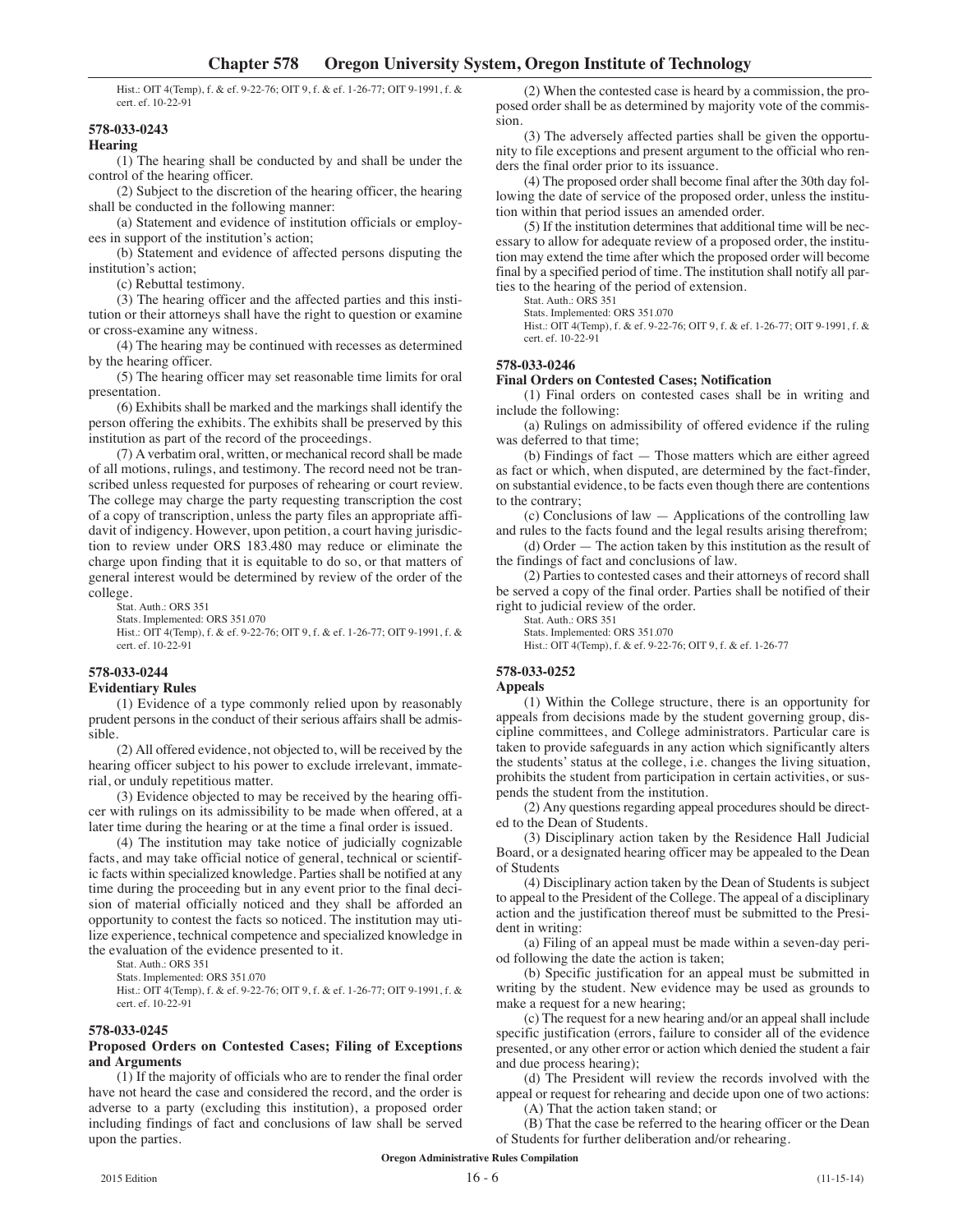Hist.: OIT 4(Temp), f. & ef. 9-22-76; OIT 9, f. & ef. 1-26-77; OIT 9-1991, f. & cert. ef. 10-22-91

### 578-033-0243

**Hearing**

(1) The hearing shall be conducted by and shall be under the control of the hearing officer.

(2) Subject to the discretion of the hearing officer, the hearing shall be conducted in the following manner:

(a) Statement and evidence of institution officials or employees in support of the institution's action;

(b) Statement and evidence of affected persons disputing the institution's action;

(c) Rebuttal testimony.

(3) The hearing officer and the affected parties and this institution or their attorneys shall have the right to question or examine or cross-examine any witness.

(4) The hearing may be continued with recesses as determined by the hearing officer.

(5) The hearing officer may set reasonable time limits for oral presentation.

(6) Exhibits shall be marked and the markings shall identify the person offering the exhibits. The exhibits shall be preserved by this institution as part of the record of the proceedings.

(7) A verbatim oral, written, or mechanical record shall be made of all motions, rulings, and testimony. The record need not be transcribed unless requested for purposes of rehearing or court review. The college may charge the party requesting transcription the cost of a copy of transcription, unless the party files an appropriate affidavit of indigency. However, upon petition, a court having jurisdiction to review under ORS 183.480 may reduce or eliminate the charge upon finding that it is equitable to do so, or that matters of general interest would be determined by review of the order of the college.

Stat. Auth.: ORS 351
Stats. Implemented: ORS 351.070
Hist.: OIT 4(Temp), f. & ef. 9-22-76; OIT 9, f. & ef. 1-26-77; OIT 9-1991, f. & cert. ef. 10-22-91

### 578-033-0244

**Evidentiary Rules**

(1) Evidence of a type commonly relied upon by reasonably prudent persons in the conduct of their serious affairs shall be admissible.

(2) All offered evidence, not objected to, will be received by the hearing officer subject to his power to exclude irrelevant, immaterial, or unduly repetitious matter.

(3) Evidence objected to may be received by the hearing officer with rulings on its admissibility to be made when offered, at a later time during the hearing or at the time a final order is issued.

(4) The institution may take notice of judicially cognizable facts, and may take official notice of general, technical or scientific facts within specialized knowledge. Parties shall be notified at any time during the proceeding but in any event prior to the final decision of material officially noticed and they shall be afforded an opportunity to contest the facts so noticed. The institution may utilize experience, technical competence and specialized knowledge in the evaluation of the evidence presented to it.

Stat. Auth.: ORS 351
Stats. Implemented: ORS 351.070
Hist.: OIT 4(Temp), f. & ef. 9-22-76; OIT 9, f. & ef. 1-26-77; OIT 9-1991, f. & cert. ef. 10-22-91

### 578-033-0245

**Proposed Orders on Contested Cases; Filing of Exceptions and Arguments**

(1) If the majority of officials who are to render the final order have not heard the case and considered the record, and the order is adverse to a party (excluding this institution), a proposed order including findings of fact and conclusions of law shall be served upon the parties.

(2) When the contested case is heard by a commission, the proposed order shall be as determined by majority vote of the commission.

(3) The adversely affected parties shall be given the opportunity to file exceptions and present argument to the official who renders the final order prior to its issuance.

(4) The proposed order shall become final after the 30th day following the date of service of the proposed order, unless the institution within that period issues an amended order.

(5) If the institution determines that additional time will be necessary to allow for adequate review of a proposed order, the institution may extend the time after which the proposed order will become final by a specified period of time. The institution shall notify all parties to the hearing of the period of extension.

Stat. Auth.: ORS 351
Stats. Implemented: ORS 351.070
Hist.: OIT 4(Temp), f. & ef. 9-22-76; OIT 9, f. & ef. 1-26-77; OIT 9-1991, f. & cert. ef. 10-22-91

### 578-033-0246

**Final Orders on Contested Cases; Notification**

(1) Final orders on contested cases shall be in writing and include the following:

(a) Rulings on admissibility of offered evidence if the ruling was deferred to that time;

(b) Findings of fact — Those matters which are either agreed as fact or which, when disputed, are determined by the fact-finder, on substantial evidence, to be facts even though there are contentions to the contrary;

(c) Conclusions of law — Applications of the controlling law and rules to the facts found and the legal results arising therefrom;

(d) Order — The action taken by this institution as the result of the findings of fact and conclusions of law.

(2) Parties to contested cases and their attorneys of record shall be served a copy of the final order. Parties shall be notified of their right to judicial review of the order.

Stat. Auth.: ORS 351
Stats. Implemented: ORS 351.070
Hist.: OIT 4(Temp), f. & ef. 9-22-76; OIT 9, f. & ef. 1-26-77

### 578-033-0252

**Appeals**

(1) Within the College structure, there is an opportunity for appeals from decisions made by the student governing group, discipline committees, and College administrators. Particular care is taken to provide safeguards in any action which significantly alters the students' status at the college, i.e. changes the living situation, prohibits the student from participation in certain activities, or suspends the student from the institution.

(2) Any questions regarding appeal procedures should be directed to the Dean of Students.

(3) Disciplinary action taken by the Residence Hall Judicial Board, or a designated hearing officer may be appealed to the Dean of Students

(4) Disciplinary action taken by the Dean of Students is subject to appeal to the President of the College. The appeal of a disciplinary action and the justification thereof must be submitted to the President in writing:

(a) Filing of an appeal must be made within a seven-day period following the date the action is taken;

(b) Specific justification for an appeal must be submitted in writing by the student. New evidence may be used as grounds to make a request for a new hearing;

(c) The request for a new hearing and/or an appeal shall include specific justification (errors, failure to consider all of the evidence presented, or any other error or action which denied the student a fair and due process hearing);

(d) The President will review the records involved with the appeal or request for rehearing and decide upon one of two actions:

(A) That the action taken stand; or

(B) That the case be referred to the hearing officer or the Dean of Students for further deliberation and/or rehearing.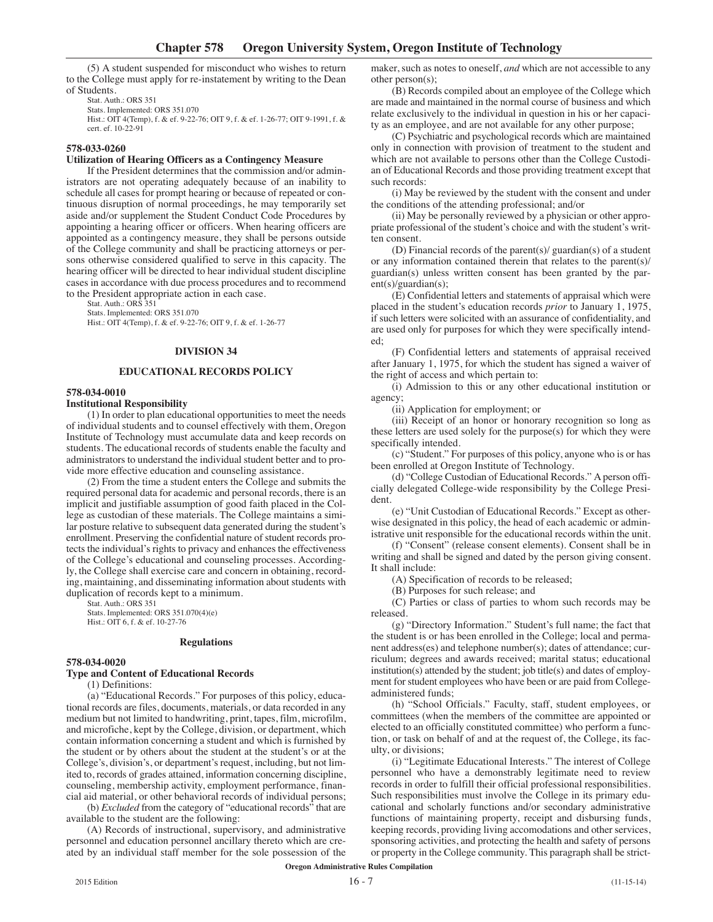(5) A student suspended for misconduct who wishes to return to the College must apply for re-instatement by writing to the Dean of Students.

Stat. Auth.: ORS 351
Stats. Implemented: ORS 351.070
Hist.: OIT 4(Temp), f. & ef. 9-22-76; OIT 9, f. & ef. 1-26-77; OIT 9-1991, f. & cert. ef. 10-22-91

**578-033-0260**
**Utilization of Hearing Officers as a Contingency Measure**

If the President determines that the commission and/or administrators are not operating adequately because of an inability to schedule all cases for prompt hearing or because of repeated or continuous disruption of normal proceedings, he may temporarily set aside and/or supplement the Student Conduct Code Procedures by appointing a hearing officer or officers. When hearing officers are appointed as a contingency measure, they shall be persons outside of the College community and shall be practicing attorneys or persons otherwise considered qualified to serve in this capacity. The hearing officer will be directed to hear individual student discipline cases in accordance with due process procedures and to recommend to the President appropriate action in each case.

Stat. Auth.: ORS 351
Stats. Implemented: ORS 351.070
Hist.: OIT 4(Temp), f. & ef. 9-22-76; OIT 9, f. & ef. 1-26-77

## DIVISION 34

## EDUCATIONAL RECORDS POLICY

**578-034-0010**
**Institutional Responsibility**

(1) In order to plan educational opportunities to meet the needs of individual students and to counsel effectively with them, Oregon Institute of Technology must accumulate data and keep records on students. The educational records of students enable the faculty and administrators to understand the individual student better and to provide more effective education and counseling assistance.

(2) From the time a student enters the College and submits the required personal data for academic and personal records, there is an implicit and justifiable assumption of good faith placed in the College as custodian of these materials. The College maintains a similar posture relative to subsequent data generated during the student's enrollment. Preserving the confidential nature of student records protects the individual's rights to privacy and enhances the effectiveness of the College's educational and counseling processes. Accordingly, the College shall exercise care and concern in obtaining, recording, maintaining, and disseminating information about students with duplication of records kept to a minimum.

Stat. Auth.: ORS 351
Stats. Implemented: ORS 351.070(4)(e)
Hist.: OIT 6, f. & ef. 10-27-76

### Regulations

**578-034-0020**
**Type and Content of Educational Records**

(1) Definitions:

(a) "Educational Records." For purposes of this policy, educational records are files, documents, materials, or data recorded in any medium but not limited to handwriting, print, tapes, film, microfilm, and microfiche, kept by the College, division, or department, which contain information concerning a student and which is furnished by the student or by others about the student at the student's or at the College's, division's, or department's request, including, but not limited to, records of grades attained, information concerning discipline, counseling, membership activity, employment performance, financial aid material, or other behavioral records of individual persons;

(b) *Excluded* from the category of "educational records" that are available to the student are the following:

(A) Records of instructional, supervisory, and administrative personnel and education personnel ancillary thereto which are created by an individual staff member for the sole possession of the maker, such as notes to oneself, *and* which are not accessible to any other person(s);

(B) Records compiled about an employee of the College which are made and maintained in the normal course of business and which relate exclusively to the individual in question in his or her capacity as an employee, and are not available for any other purpose;

(C) Psychiatric and psychological records which are maintained only in connection with provision of treatment to the student and which are not available to persons other than the College Custodian of Educational Records and those providing treatment except that such records:

(i) May be reviewed by the student with the consent and under the conditions of the attending professional; and/or

(ii) May be personally reviewed by a physician or other appropriate professional of the student's choice and with the student's written consent.

(D) Financial records of the parent(s)/ guardian(s) of a student or any information contained therein that relates to the parent(s)/ guardian(s) unless written consent has been granted by the parent(s)/guardian(s);

(E) Confidential letters and statements of appraisal which were placed in the student's education records *prior* to January 1, 1975, if such letters were solicited with an assurance of confidentiality, and are used only for purposes for which they were specifically intended;

(F) Confidential letters and statements of appraisal received after January 1, 1975, for which the student has signed a waiver of the right of access and which pertain to:

(i) Admission to this or any other educational institution or agency;

(ii) Application for employment; or

(iii) Receipt of an honor or honorary recognition so long as these letters are used solely for the purpose(s) for which they were specifically intended.

(c) "Student." For purposes of this policy, anyone who is or has been enrolled at Oregon Institute of Technology.

(d) "College Custodian of Educational Records." A person officially delegated College-wide responsibility by the College President.

(e) "Unit Custodian of Educational Records." Except as otherwise designated in this policy, the head of each academic or administrative unit responsible for the educational records within the unit.

(f) "Consent" (release consent elements). Consent shall be in writing and shall be signed and dated by the person giving consent. It shall include:

(A) Specification of records to be released;

(B) Purposes for such release; and

(C) Parties or class of parties to whom such records may be released.

(g) "Directory Information." Student's full name; the fact that the student is or has been enrolled in the College; local and permanent address(es) and telephone number(s); dates of attendance; curriculum; degrees and awards received; marital status; educational institution(s) attended by the student; job title(s) and dates of employment for student employees who have been or are paid from College-administered funds;

(h) "School Officials." Faculty, staff, student employees, or committees (when the members of the committee are appointed or elected to an officially constituted committee) who perform a function, or task on behalf of and at the request of, the College, its faculty, or divisions;

(i) "Legitimate Educational Interests." The interest of College personnel who have a demonstrably legitimate need to review records in order to fulfill their official professional responsibilities. Such responsibilities must involve the College in its primary educational and scholarly functions and/or secondary administrative functions of maintaining property, receipt and disbursing funds, keeping records, providing living accomodations and other services, sponsoring activities, and protecting the health and safety of persons or property in the College community. This paragraph shall be strict-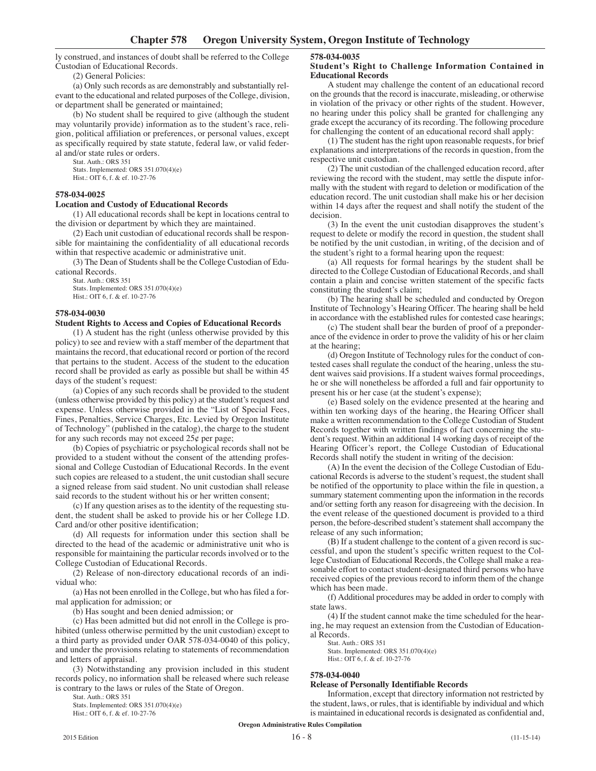ly construed, and instances of doubt shall be referred to the College Custodian of Educational Records.

(2) General Policies:

(a) Only such records as are demonstrably and substantially relevant to the educational and related purposes of the College, division, or department shall be generated or maintained;

(b) No student shall be required to give (although the student may voluntarily provide) information as to the student's race, religion, political affiliation or preferences, or personal values, except as specifically required by state statute, federal law, or valid federal and/or state rules or orders.

Stat. Auth.: ORS 351
Stats. Implemented: ORS 351.070(4)(e)
Hist.: OIT 6, f. & ef. 10-27-76

### 578-034-0025

#### Location and Custody of Educational Records

(1) All educational records shall be kept in locations central to the division or department by which they are maintained.

(2) Each unit custodian of educational records shall be responsible for maintaining the confidentiality of all educational records within that respective academic or administrative unit.

(3) The Dean of Students shall be the College Custodian of Educational Records.

Stat. Auth.: ORS 351
Stats. Implemented: ORS 351.070(4)(e)
Hist.: OIT 6, f. & ef. 10-27-76

### 578-034-0030

#### Student Rights to Access and Copies of Educational Records

(1) A student has the right (unless otherwise provided by this policy) to see and review with a staff member of the department that maintains the record, that educational record or portion of the record that pertains to the student. Access of the student to the education record shall be provided as early as possible but shall be within 45 days of the student's request:

(a) Copies of any such records shall be provided to the student (unless otherwise provided by this policy) at the student's request and expense. Unless otherwise provided in the "List of Special Fees, Fines, Penalties, Service Charges, Etc. Levied by Oregon Institute of Technology" (published in the catalog), the charge to the student for any such records may not exceed 25¢ per page;

(b) Copies of psychiatric or psychological records shall not be provided to a student without the consent of the attending professional and College Custodian of Educational Records. In the event such copies are released to a student, the unit custodian shall secure a signed release from said student. No unit custodian shall release said records to the student without his or her written consent;

(c) If any question arises as to the identity of the requesting student, the student shall be asked to provide his or her College I.D. Card and/or other positive identification;

(d) All requests for information under this section shall be directed to the head of the academic or administrative unit who is responsible for maintaining the particular records involved or to the College Custodian of Educational Records.

(2) Release of non-directory educational records of an individual who:

(a) Has not been enrolled in the College, but who has filed a formal application for admission; or

(b) Has sought and been denied admission; or

(c) Has been admitted but did not enroll in the College is prohibited (unless otherwise permitted by the unit custodian) except to a third party as provided under OAR 578-034-0040 of this policy, and under the provisions relating to statements of recommendation and letters of appraisal.

(3) Notwithstanding any provision included in this student records policy, no information shall be released where such release is contrary to the laws or rules of the State of Oregon.

Stat. Auth.: ORS 351
Stats. Implemented: ORS 351.070(4)(e)
Hist.: OIT 6, f. & ef. 10-27-76

### 578-034-0035

#### Student's Right to Challenge Information Contained in Educational Records

A student may challenge the content of an educational record on the grounds that the record is inaccurate, misleading, or otherwise in violation of the privacy or other rights of the student. However, no hearing under this policy shall be granted for challenging any grade except the accurancy of its recording. The following procedure for challenging the content of an educational record shall apply:

(1) The student has the right upon reasonable requests, for brief explanations and interpretations of the records in question, from the respective unit custodian.

(2) The unit custodian of the challenged education record, after reviewing the record with the student, may settle the dispute informally with the student with regard to deletion or modification of the education record. The unit custodian shall make his or her decision within 14 days after the request and shall notify the student of the decision.

(3) In the event the unit custodian disapproves the student's request to delete or modify the record in question, the student shall be notified by the unit custodian, in writing, of the decision and of the student's right to a formal hearing upon the request:

(a) All requests for formal hearings by the student shall be directed to the College Custodian of Educational Records, and shall contain a plain and concise written statement of the specific facts constituting the student's claim;

(b) The hearing shall be scheduled and conducted by Oregon Institute of Technology's Hearing Officer. The hearing shall be held in accordance with the established rules for contested case hearings;

(c) The student shall bear the burden of proof of a preponderance of the evidence in order to prove the validity of his or her claim at the hearing;

(d) Oregon Institute of Technology rules for the conduct of contested cases shall regulate the conduct of the hearing, unless the student waives said provisions. If a student waives formal proceedings, he or she will nonetheless be afforded a full and fair opportunity to present his or her case (at the student's expense);

(e) Based solely on the evidence presented at the hearing and within ten working days of the hearing, the Hearing Officer shall make a written recommendation to the College Custodian of Student Records together with written findings of fact concerning the student's request. Within an additional 14 working days of receipt of the Hearing Officer's report, the College Custodian of Educational Records shall notify the student in writing of the decision:

(A) In the event the decision of the College Custodian of Educational Records is adverse to the student's request, the student shall be notified of the opportunity to place within the file in question, a summary statement commenting upon the information in the records and/or setting forth any reason for disagreeing with the decision. In the event release of the questioned document is provided to a third person, the before-described student's statement shall accompany the release of any such information;

(B) If a student challenge to the content of a given record is successful, and upon the student's specific written request to the College Custodian of Educational Records, the College shall make a reasonable effort to contact student-designated third persons who have received copies of the previous record to inform them of the change which has been made.

(f) Additional procedures may be added in order to comply with state laws.

(4) If the student cannot make the time scheduled for the hearing, he may request an extension from the Custodian of Educational Records.

Stat. Auth.: ORS 351
Stats. Implemented: ORS 351.070(4)(e)
Hist.: OIT 6, f. & ef. 10-27-76

### 578-034-0040

#### Release of Personally Identifiable Records

Information, except that directory information not restricted by the student, laws, or rules, that is identifiable by individual and which is maintained in educational records is designated as confidential and,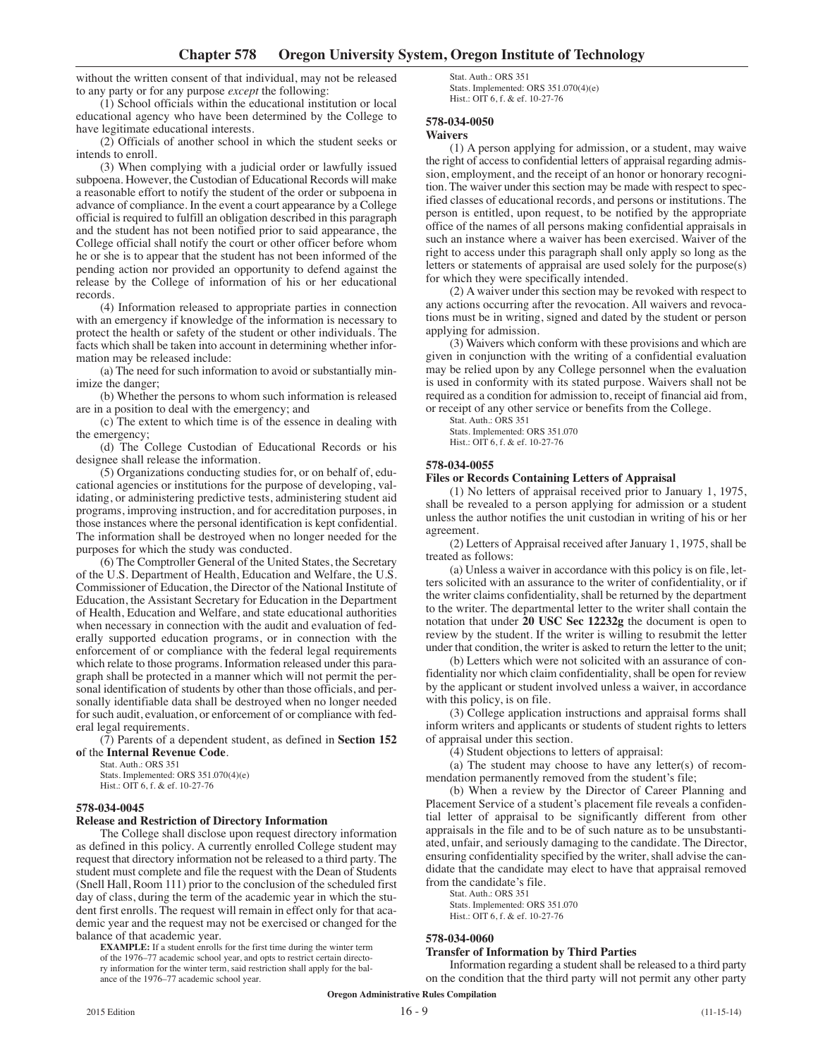without the written consent of that individual, may not be released to any party or for any purpose *except* the following:

(1) School officials within the educational institution or local educational agency who have been determined by the College to have legitimate educational interests.

(2) Officials of another school in which the student seeks or intends to enroll.

(3) When complying with a judicial order or lawfully issued subpoena. However, the Custodian of Educational Records will make a reasonable effort to notify the student of the order or subpoena in advance of compliance. In the event a court appearance by a College official is required to fulfill an obligation described in this paragraph and the student has not been notified prior to said appearance, the College official shall notify the court or other officer before whom he or she is to appear that the student has not been informed of the pending action nor provided an opportunity to defend against the release by the College of information of his or her educational records.

(4) Information released to appropriate parties in connection with an emergency if knowledge of the information is necessary to protect the health or safety of the student or other individuals. The facts which shall be taken into account in determining whether information may be released include:

(a) The need for such information to avoid or substantially minimize the danger;

(b) Whether the persons to whom such information is released are in a position to deal with the emergency; and

(c) The extent to which time is of the essence in dealing with the emergency;

(d) The College Custodian of Educational Records or his designee shall release the information.

(5) Organizations conducting studies for, or on behalf of, educational agencies or institutions for the purpose of developing, validating, or administering predictive tests, administering student aid programs, improving instruction, and for accreditation purposes, in those instances where the personal identification is kept confidential. The information shall be destroyed when no longer needed for the purposes for which the study was conducted.

(6) The Comptroller General of the United States, the Secretary of the U.S. Department of Health, Education and Welfare, the U.S. Commissioner of Education, the Director of the National Institute of Education, the Assistant Secretary for Education in the Department of Health, Education and Welfare, and state educational authorities when necessary in connection with the audit and evaluation of federally supported education programs, or in connection with the enforcement of or compliance with the federal legal requirements which relate to those programs. Information released under this paragraph shall be protected in a manner which will not permit the personal identification of students by other than those officials, and personally identifiable data shall be destroyed when no longer needed for such audit, evaluation, or enforcement of or compliance with federal legal requirements.

(7) Parents of a dependent student, as defined in **Section 152 o**f the **Internal Revenue Code**.

Stat. Auth.: ORS 351
Stats. Implemented: ORS 351.070(4)(e)
Hist.: OIT 6, f. & ef. 10-27-76

**578-034-0045**
**Release and Restriction of Directory Information**

The College shall disclose upon request directory information as defined in this policy. A currently enrolled College student may request that directory information not be released to a third party. The student must complete and file the request with the Dean of Students (Snell Hall, Room 111) prior to the conclusion of the scheduled first day of class, during the term of the academic year in which the student first enrolls. The request will remain in effect only for that academic year and the request may not be exercised or changed for the balance of that academic year.

**EXAMPLE:** If a student enrolls for the first time during the winter term of the 1976–77 academic school year, and opts to restrict certain directory information for the winter term, said restriction shall apply for the balance of the 1976–77 academic school year.

Stat. Auth.: ORS 351
Stats. Implemented: ORS 351.070(4)(e)
Hist.: OIT 6, f. & ef. 10-27-76

**578-034-0050**
**Waivers**

(1) A person applying for admission, or a student, may waive the right of access to confidential letters of appraisal regarding admission, employment, and the receipt of an honor or honorary recognition. The waiver under this section may be made with respect to specified classes of educational records, and persons or institutions. The person is entitled, upon request, to be notified by the appropriate office of the names of all persons making confidential appraisals in such an instance where a waiver has been exercised. Waiver of the right to access under this paragraph shall only apply so long as the letters or statements of appraisal are used solely for the purpose(s) for which they were specifically intended.

(2) A waiver under this section may be revoked with respect to any actions occurring after the revocation. All waivers and revocations must be in writing, signed and dated by the student or person applying for admission.

(3) Waivers which conform with these provisions and which are given in conjunction with the writing of a confidential evaluation may be relied upon by any College personnel when the evaluation is used in conformity with its stated purpose. Waivers shall not be required as a condition for admission to, receipt of financial aid from, or receipt of any other service or benefits from the College.

Stat. Auth.: ORS 351
Stats. Implemented: ORS 351.070
Hist.: OIT 6, f. & ef. 10-27-76

**578-034-0055**
**Files or Records Containing Letters of Appraisal**

(1) No letters of appraisal received prior to January 1, 1975, shall be revealed to a person applying for admission or a student unless the author notifies the unit custodian in writing of his or her agreement.

(2) Letters of Appraisal received after January 1, 1975, shall be treated as follows:

(a) Unless a waiver in accordance with this policy is on file, letters solicited with an assurance to the writer of confidentiality, or if the writer claims confidentiality, shall be returned by the department to the writer. The departmental letter to the writer shall contain the notation that under **20 USC Sec 12232g** the document is open to review by the student. If the writer is willing to resubmit the letter under that condition, the writer is asked to return the letter to the unit;

(b) Letters which were not solicited with an assurance of confidentiality nor which claim confidentiality, shall be open for review by the applicant or student involved unless a waiver, in accordance with this policy, is on file.

(3) College application instructions and appraisal forms shall inform writers and applicants or students of student rights to letters of appraisal under this section.

(4) Student objections to letters of appraisal:

(a) The student may choose to have any letter(s) of recommendation permanently removed from the student's file;

(b) When a review by the Director of Career Planning and Placement Service of a student's placement file reveals a confidential letter of appraisal to be significantly different from other appraisals in the file and to be of such nature as to be unsubstantiated, unfair, and seriously damaging to the candidate. The Director, ensuring confidentiality specified by the writer, shall advise the candidate that the candidate may elect to have that appraisal removed from the candidate's file.

Stat. Auth.: ORS 351
Stats. Implemented: ORS 351.070
Hist.: OIT 6, f. & ef. 10-27-76

**578-034-0060**
**Transfer of Information by Third Parties**

Information regarding a student shall be released to a third party on the condition that the third party will not permit any other party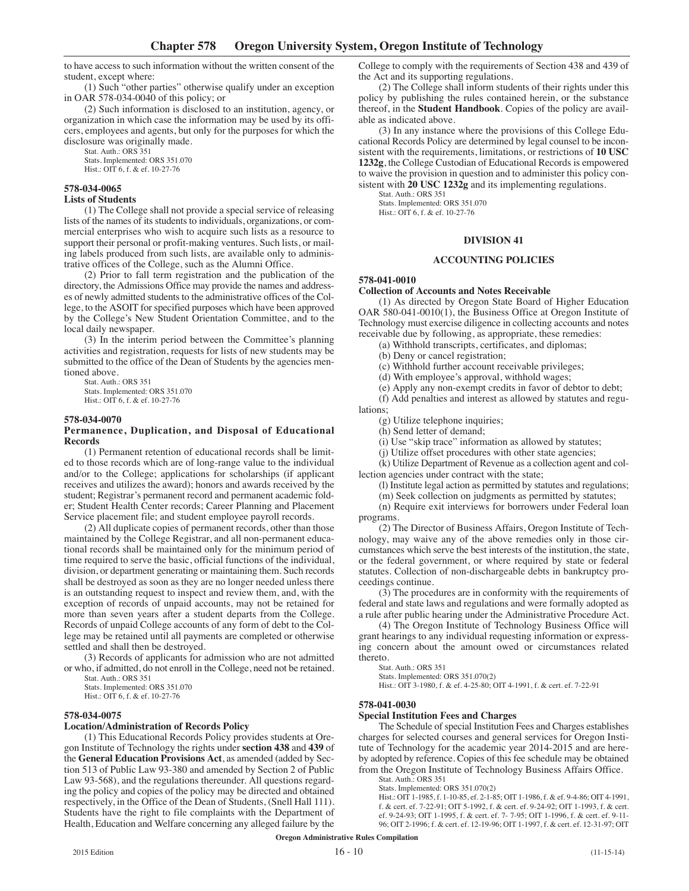to have access to such information without the written consent of the student, except where:

(1) Such "other parties" otherwise qualify under an exception in OAR 578-034-0040 of this policy; or

(2) Such information is disclosed to an institution, agency, or organization in which case the information may be used by its officers, employees and agents, but only for the purposes for which the disclosure was originally made.

Stat. Auth.: ORS 351
Stats. Implemented: ORS 351.070
Hist.: OIT 6, f. & ef. 10-27-76

### 578-034-0065
### Lists of Students

(1) The College shall not provide a special service of releasing lists of the names of its students to individuals, organizations, or commercial enterprises who wish to acquire such lists as a resource to support their personal or profit-making ventures. Such lists, or mailing labels produced from such lists, are available only to administrative offices of the College, such as the Alumni Office.

(2) Prior to fall term registration and the publication of the directory, the Admissions Office may provide the names and addresses of newly admitted students to the administrative offices of the College, to the ASOIT for specified purposes which have been approved by the College's New Student Orientation Committee, and to the local daily newspaper.

(3) In the interim period between the Committee's planning activities and registration, requests for lists of new students may be submitted to the office of the Dean of Students by the agencies mentioned above.

Stat. Auth.: ORS 351
Stats. Implemented: ORS 351.070
Hist.: OIT 6, f. & ef. 10-27-76

### 578-034-0070
### Permanence, Duplication, and Disposal of Educational Records

(1) Permanent retention of educational records shall be limited to those records which are of long-range value to the individual and/or to the College; applications for scholarships (if applicant receives and utilizes the award); honors and awards received by the student; Registrar's permanent record and permanent academic folder; Student Health Center records; Career Planning and Placement Service placement file; and student employee payroll records.

(2) All duplicate copies of permanent records, other than those maintained by the College Registrar, and all non-permanent educational records shall be maintained only for the minimum period of time required to serve the basic, official functions of the individual, division, or department generating or maintaining them. Such records shall be destroyed as soon as they are no longer needed unless there is an outstanding request to inspect and review them, and, with the exception of records of unpaid accounts, may not be retained for more than seven years after a student departs from the College. Records of unpaid College accounts of any form of debt to the College may be retained until all payments are completed or otherwise settled and shall then be destroyed.

(3) Records of applicants for admission who are not admitted or who, if admitted, do not enroll in the College, need not be retained.

Stat. Auth.: ORS 351
Stats. Implemented: ORS 351.070
Hist.: OIT 6, f. & ef. 10-27-76

### 578-034-0075
### Location/Administration of Records Policy

(1) This Educational Records Policy provides students at Oregon Institute of Technology the rights under **section 438** and **439** of the **General Education Provisions Act**, as amended (added by Section 513 of Public Law 93-380 and amended by Section 2 of Public Law 93-568), and the regulations thereunder. All questions regarding the policy and copies of the policy may be directed and obtained respectively, in the Office of the Dean of Students, (Snell Hall 111). Students have the right to file complaints with the Department of Health, Education and Welfare concerning any alleged failure by the College to comply with the requirements of Section 438 and 439 of the Act and its supporting regulations.

(2) The College shall inform students of their rights under this policy by publishing the rules contained herein, or the substance thereof, in the **Student Handbook**. Copies of the policy are available as indicated above.

(3) In any instance where the provisions of this College Educational Records Policy are determined by legal counsel to be inconsistent with the requirements, limitations, or restrictions of **10 USC 1232g**, the College Custodian of Educational Records is empowered to waive the provision in question and to administer this policy consistent with **20 USC 1232g** and its implementing regulations.

Stat. Auth.: ORS 351
Stats. Implemented: ORS 351.070
Hist.: OIT 6, f. & ef. 10-27-76

## DIVISION 41

## ACCOUNTING POLICIES

### 578-041-0010
### Collection of Accounts and Notes Receivable

(1) As directed by Oregon State Board of Higher Education OAR 580-041-0010(1), the Business Office at Oregon Institute of Technology must exercise diligence in collecting accounts and notes receivable due by following, as appropriate, these remedies:

(a) Withhold transcripts, certificates, and diplomas;

(b) Deny or cancel registration;

(c) Withhold further account receivable privileges;

(d) With employee's approval, withhold wages;

(e) Apply any non-exempt credits in favor of debtor to debt;

(f) Add penalties and interest as allowed by statutes and regulations;

(g) Utilize telephone inquiries;

(h) Send letter of demand;

(i) Use "skip trace" information as allowed by statutes;

(j) Utilize offset procedures with other state agencies;

(k) Utilize Department of Revenue as a collection agent and collection agencies under contract with the state;

(l) Institute legal action as permitted by statutes and regulations;

(m) Seek collection on judgments as permitted by statutes;

(n) Require exit interviews for borrowers under Federal loan programs.

(2) The Director of Business Affairs, Oregon Institute of Technology, may waive any of the above remedies only in those circumstances which serve the best interests of the institution, the state, or the federal government, or where required by state or federal statutes. Collection of non-dischargeable debts in bankruptcy proceedings continue.

(3) The procedures are in conformity with the requirements of federal and state laws and regulations and were formally adopted as a rule after public hearing under the Administrative Procedure Act.

(4) The Oregon Institute of Technology Business Office will grant hearings to any individual requesting information or expressing concern about the amount owed or circumstances related thereto.

Stat. Auth.: ORS 351
Stats. Implemented: ORS 351.070(2)
Hist.: OIT 3-1980, f. & ef. 4-25-80; OIT 4-1991, f. & cert. ef. 7-22-91

### 578-041-0030
### Special Institution Fees and Charges

The Schedule of special Institution Fees and Charges establishes charges for selected courses and general services for Oregon Institute of Technology for the academic year 2014-2015 and are hereby adopted by reference. Copies of this fee schedule may be obtained from the Oregon Institute of Technology Business Affairs Office.

Stat. Auth.: ORS 351
Stats. Implemented: ORS 351.070(2)
Hist.: OIT 1-1985, f. 1-10-85, ef. 2-1-85; OIT 1-1986, f. & ef. 9-4-86; OIT 4-1991, f. & cert. ef. 7-22-91; OIT 5-1992, f. & cert. ef. 9-24-92; OIT 1-1993, f. & cert. ef. 9-24-93; OIT 1-1995, f. & cert. ef. 7- 7-95; OIT 1-1996, f. & cert. ef. 9-11-96; OIT 2-1996; f. & cert. ef. 12-19-96; OIT 1-1997, f. & cert. ef. 12-31-97; OIT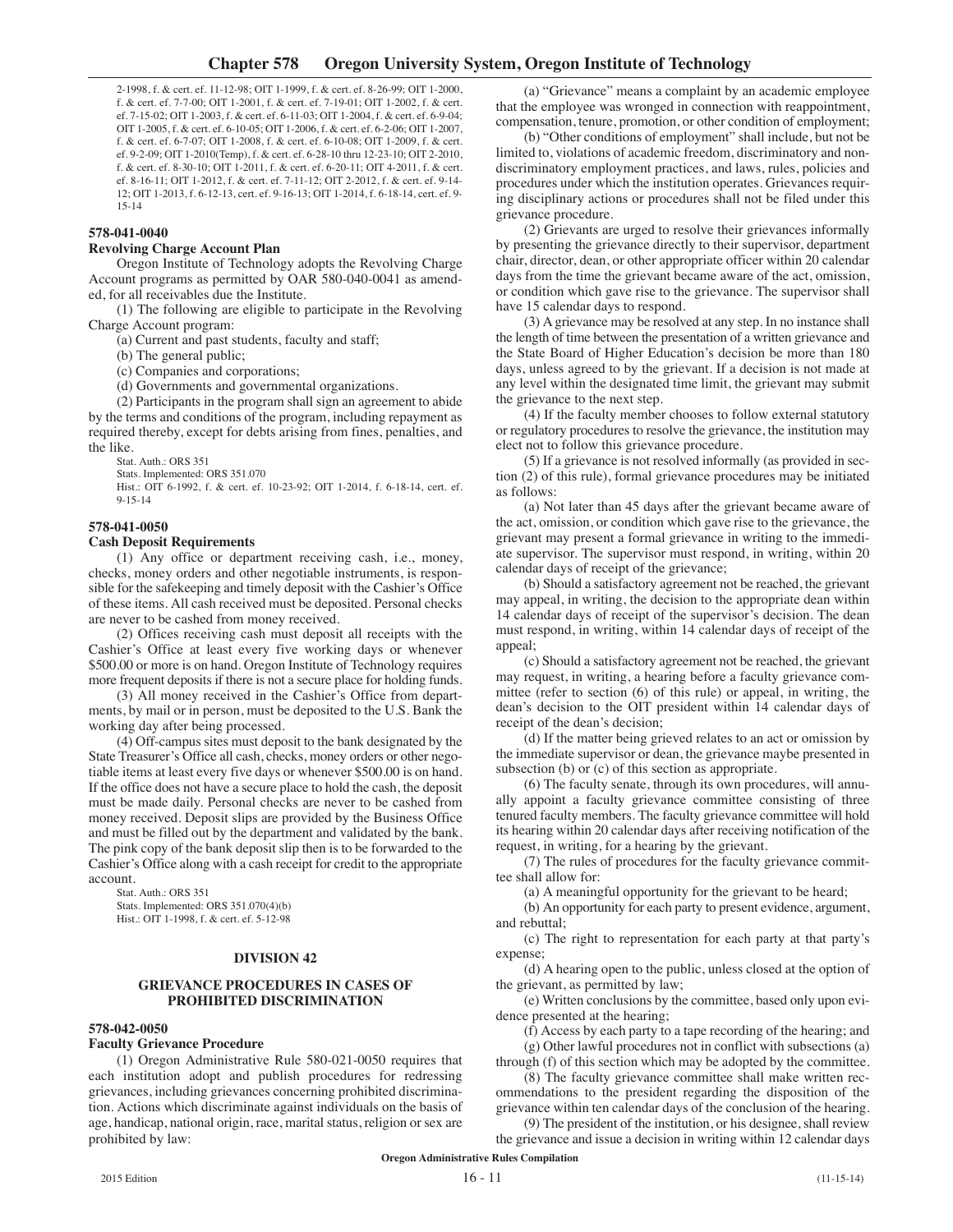2-1998, f. & cert. ef. 11-12-98; OIT 1-1999, f. & cert. ef. 8-26-99; OIT 1-2000, f. & cert. ef. 7-7-00; OIT 1-2001, f. & cert. ef. 7-19-01; OIT 1-2002, f. & cert. ef. 7-15-02; OIT 1-2003, f. & cert. ef. 6-11-03; OIT 1-2004, f. & cert. ef. 6-9-04; OIT 1-2005, f. & cert. ef. 6-10-05; OIT 1-2006, f. & cert. ef. 6-2-06; OIT 1-2007, f. & cert. ef. 6-7-07; OIT 1-2008, f. & cert. ef. 6-10-08; OIT 1-2009, f. & cert. ef. 9-2-09; OIT 1-2010(Temp), f. & cert. ef. 6-28-10 thru 12-23-10; OIT 2-2010, f. & cert. ef. 8-30-10; OIT 1-2011, f. & cert. ef. 6-20-11; OIT 4-2011, f. & cert. ef. 8-16-11; OIT 1-2012, f. & cert. ef. 7-11-12; OIT 2-2012, f. & cert. ef. 9-14-12; OIT 1-2013, f. 6-12-13, cert. ef. 9-16-13; OIT 1-2014, f. 6-18-14, cert. ef. 9-15-14

**578-041-0040**

**Revolving Charge Account Plan**

Oregon Institute of Technology adopts the Revolving Charge Account programs as permitted by OAR 580-040-0041 as amended, for all receivables due the Institute.

(1) The following are eligible to participate in the Revolving Charge Account program:

(a) Current and past students, faculty and staff;

(b) The general public;

(c) Companies and corporations;

(d) Governments and governmental organizations.

(2) Participants in the program shall sign an agreement to abide by the terms and conditions of the program, including repayment as required thereby, except for debts arising from fines, penalties, and the like.

Stat. Auth.: ORS 351
Stats. Implemented: ORS 351.070
Hist.: OIT 6-1992, f. & cert. ef. 10-23-92; OIT 1-2014, f. 6-18-14, cert. ef. 9-15-14

**578-041-0050**

**Cash Deposit Requirements**

(1) Any office or department receiving cash, i.e., money, checks, money orders and other negotiable instruments, is responsible for the safekeeping and timely deposit with the Cashier's Office of these items. All cash received must be deposited. Personal checks are never to be cashed from money received.

(2) Offices receiving cash must deposit all receipts with the Cashier's Office at least every five working days or whenever \$500.00 or more is on hand. Oregon Institute of Technology requires more frequent deposits if there is not a secure place for holding funds.

(3) All money received in the Cashier's Office from departments, by mail or in person, must be deposited to the U.S. Bank the working day after being processed.

(4) Off-campus sites must deposit to the bank designated by the State Treasurer's Office all cash, checks, money orders or other negotiable items at least every five days or whenever \$500.00 is on hand. If the office does not have a secure place to hold the cash, the deposit must be made daily. Personal checks are never to be cashed from money received. Deposit slips are provided by the Business Office and must be filled out by the department and validated by the bank. The pink copy of the bank deposit slip then is to be forwarded to the Cashier's Office along with a cash receipt for credit to the appropriate account.

Stat. Auth.: ORS 351
Stats. Implemented: ORS 351.070(4)(b)
Hist.: OIT 1-1998, f. & cert. ef. 5-12-98

## DIVISION 42

## GRIEVANCE PROCEDURES IN CASES OF PROHIBITED DISCRIMINATION

**578-042-0050**

**Faculty Grievance Procedure**

(1) Oregon Administrative Rule 580-021-0050 requires that each institution adopt and publish procedures for redressing grievances, including grievances concerning prohibited discrimination. Actions which discriminate against individuals on the basis of age, handicap, national origin, race, marital status, religion or sex are prohibited by law:

(a) "Grievance" means a complaint by an academic employee that the employee was wronged in connection with reappointment, compensation, tenure, promotion, or other condition of employment;

(b) "Other conditions of employment" shall include, but not be limited to, violations of academic freedom, discriminatory and non-discriminatory employment practices, and laws, rules, policies and procedures under which the institution operates. Grievances requiring disciplinary actions or procedures shall not be filed under this grievance procedure.

(2) Grievants are urged to resolve their grievances informally by presenting the grievance directly to their supervisor, department chair, director, dean, or other appropriate officer within 20 calendar days from the time the grievant became aware of the act, omission, or condition which gave rise to the grievance. The supervisor shall have 15 calendar days to respond.

(3) A grievance may be resolved at any step. In no instance shall the length of time between the presentation of a written grievance and the State Board of Higher Education's decision be more than 180 days, unless agreed to by the grievant. If a decision is not made at any level within the designated time limit, the grievant may submit the grievance to the next step.

(4) If the faculty member chooses to follow external statutory or regulatory procedures to resolve the grievance, the institution may elect not to follow this grievance procedure.

(5) If a grievance is not resolved informally (as provided in section (2) of this rule), formal grievance procedures may be initiated as follows:

(a) Not later than 45 days after the grievant became aware of the act, omission, or condition which gave rise to the grievance, the grievant may present a formal grievance in writing to the immediate supervisor. The supervisor must respond, in writing, within 20 calendar days of receipt of the grievance;

(b) Should a satisfactory agreement not be reached, the grievant may appeal, in writing, the decision to the appropriate dean within 14 calendar days of receipt of the supervisor's decision. The dean must respond, in writing, within 14 calendar days of receipt of the appeal;

(c) Should a satisfactory agreement not be reached, the grievant may request, in writing, a hearing before a faculty grievance committee (refer to section (6) of this rule) or appeal, in writing, the dean's decision to the OIT president within 14 calendar days of receipt of the dean's decision;

(d) If the matter being grieved relates to an act or omission by the immediate supervisor or dean, the grievance maybe presented in subsection (b) or (c) of this section as appropriate.

(6) The faculty senate, through its own procedures, will annually appoint a faculty grievance committee consisting of three tenured faculty members. The faculty grievance committee will hold its hearing within 20 calendar days after receiving notification of the request, in writing, for a hearing by the grievant.

(7) The rules of procedures for the faculty grievance committee shall allow for:

(a) A meaningful opportunity for the grievant to be heard;

(b) An opportunity for each party to present evidence, argument, and rebuttal;

(c) The right to representation for each party at that party's expense;

(d) A hearing open to the public, unless closed at the option of the grievant, as permitted by law;

(e) Written conclusions by the committee, based only upon evidence presented at the hearing;

(f) Access by each party to a tape recording of the hearing; and

(g) Other lawful procedures not in conflict with subsections (a) through (f) of this section which may be adopted by the committee.

(8) The faculty grievance committee shall make written recommendations to the president regarding the disposition of the grievance within ten calendar days of the conclusion of the hearing.

(9) The president of the institution, or his designee, shall review the grievance and issue a decision in writing within 12 calendar days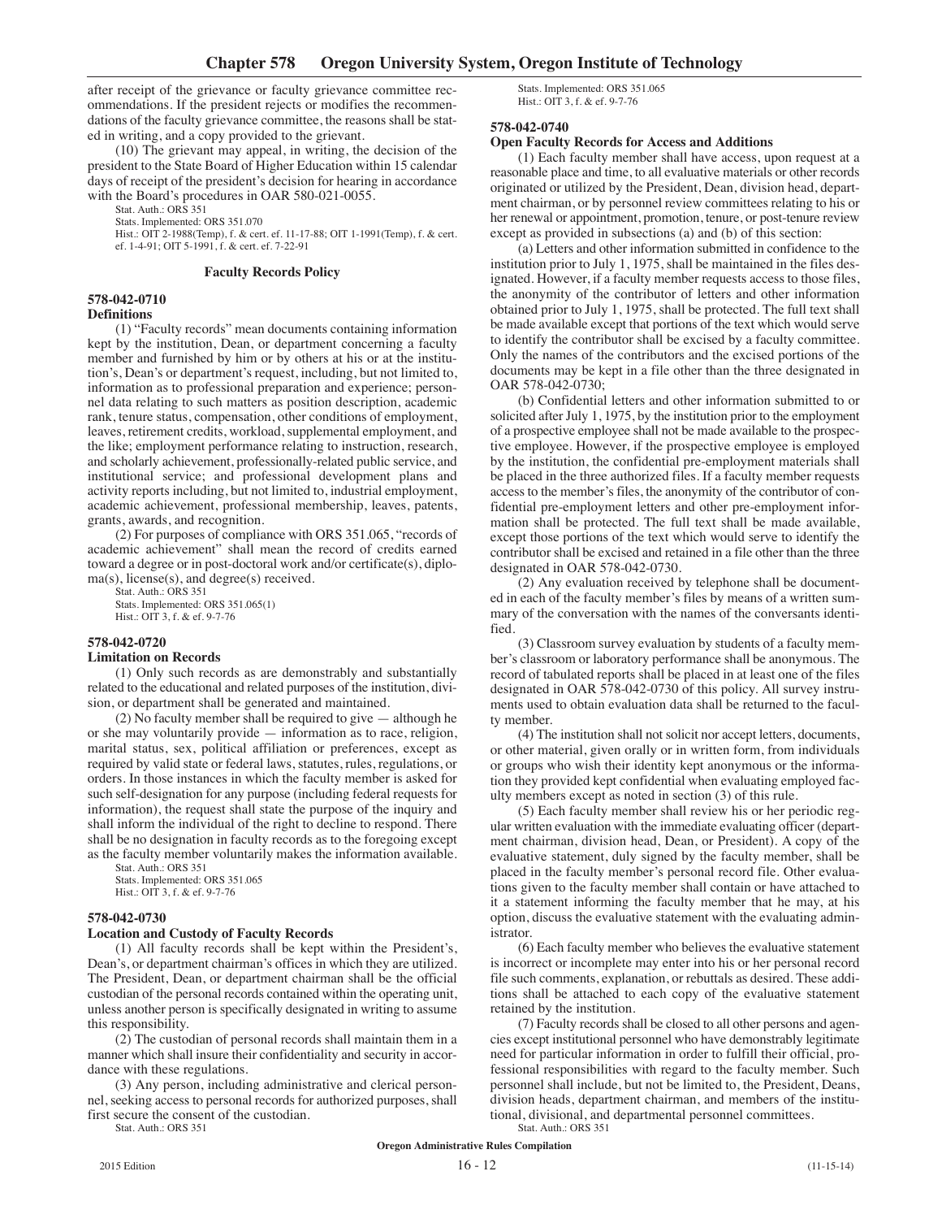after receipt of the grievance or faculty grievance committee recommendations. If the president rejects or modifies the recommendations of the faculty grievance committee, the reasons shall be stated in writing, and a copy provided to the grievant.

(10) The grievant may appeal, in writing, the decision of the president to the State Board of Higher Education within 15 calendar days of receipt of the president's decision for hearing in accordance with the Board's procedures in OAR 580-021-0055.

Stat. Auth.: ORS 351
Stats. Implemented: ORS 351.070
Hist.: OIT 2-1988(Temp), f. & cert. ef. 11-17-88; OIT 1-1991(Temp), f. & cert. ef. 1-4-91; OIT 5-1991, f. & cert. ef. 7-22-91

## Faculty Records Policy

### 578-042-0710
**Definitions**

(1) "Faculty records" mean documents containing information kept by the institution, Dean, or department concerning a faculty member and furnished by him or by others at his or at the institution's, Dean's or department's request, including, but not limited to, information as to professional preparation and experience; personnel data relating to such matters as position description, academic rank, tenure status, compensation, other conditions of employment, leaves, retirement credits, workload, supplemental employment, and the like; employment performance relating to instruction, research, and scholarly achievement, professionally-related public service, and institutional service; and professional development plans and activity reports including, but not limited to, industrial employment, academic achievement, professional membership, leaves, patents, grants, awards, and recognition.

(2) For purposes of compliance with ORS 351.065, "records of academic achievement" shall mean the record of credits earned toward a degree or in post-doctoral work and/or certificate(s), diploma(s), license(s), and degree(s) received.

Stat. Auth.: ORS 351
Stats. Implemented: ORS 351.065(1)
Hist.: OIT 3, f. & ef. 9-7-76

### 578-042-0720
**Limitation on Records**

(1) Only such records as are demonstrably and substantially related to the educational and related purposes of the institution, division, or department shall be generated and maintained.

(2) No faculty member shall be required to give — although he or she may voluntarily provide — information as to race, religion, marital status, sex, political affiliation or preferences, except as required by valid state or federal laws, statutes, rules, regulations, or orders. In those instances in which the faculty member is asked for such self-designation for any purpose (including federal requests for information), the request shall state the purpose of the inquiry and shall inform the individual of the right to decline to respond. There shall be no designation in faculty records as to the foregoing except as the faculty member voluntarily makes the information available.

Stat. Auth.: ORS 351
Stats. Implemented: ORS 351.065
Hist.: OIT 3, f. & ef. 9-7-76

### 578-042-0730
**Location and Custody of Faculty Records**

(1) All faculty records shall be kept within the President's, Dean's, or department chairman's offices in which they are utilized. The President, Dean, or department chairman shall be the official custodian of the personal records contained within the operating unit, unless another person is specifically designated in writing to assume this responsibility.

(2) The custodian of personal records shall maintain them in a manner which shall insure their confidentiality and security in accordance with these regulations.

(3) Any person, including administrative and clerical personnel, seeking access to personal records for authorized purposes, shall first secure the consent of the custodian.

Stat. Auth.: ORS 351
Stats. Implemented: ORS 351.065
Hist.: OIT 3, f. & ef. 9-7-76

### 578-042-0740
**Open Faculty Records for Access and Additions**

(1) Each faculty member shall have access, upon request at a reasonable place and time, to all evaluative materials or other records originated or utilized by the President, Dean, division head, department chairman, or by personnel review committees relating to his or her renewal or appointment, promotion, tenure, or post-tenure review except as provided in subsections (a) and (b) of this section:

(a) Letters and other information submitted in confidence to the institution prior to July 1, 1975, shall be maintained in the files designated. However, if a faculty member requests access to those files, the anonymity of the contributor of letters and other information obtained prior to July 1, 1975, shall be protected. The full text shall be made available except that portions of the text which would serve to identify the contributor shall be excised by a faculty committee. Only the names of the contributors and the excised portions of the documents may be kept in a file other than the three designated in OAR 578-042-0730;

(b) Confidential letters and other information submitted to or solicited after July 1, 1975, by the institution prior to the employment of a prospective employee shall not be made available to the prospective employee. However, if the prospective employee is employed by the institution, the confidential pre-employment materials shall be placed in the three authorized files. If a faculty member requests access to the member's files, the anonymity of the contributor of confidential pre-employment letters and other pre-employment information shall be protected. The full text shall be made available, except those portions of the text which would serve to identify the contributor shall be excised and retained in a file other than the three designated in OAR 578-042-0730.

(2) Any evaluation received by telephone shall be documented in each of the faculty member's files by means of a written summary of the conversation with the names of the conversants identified.

(3) Classroom survey evaluation by students of a faculty member's classroom or laboratory performance shall be anonymous. The record of tabulated reports shall be placed in at least one of the files designated in OAR 578-042-0730 of this policy. All survey instruments used to obtain evaluation data shall be returned to the faculty member.

(4) The institution shall not solicit nor accept letters, documents, or other material, given orally or in written form, from individuals or groups who wish their identity kept anonymous or the information they provided kept confidential when evaluating employed faculty members except as noted in section (3) of this rule.

(5) Each faculty member shall review his or her periodic regular written evaluation with the immediate evaluating officer (department chairman, division head, Dean, or President). A copy of the evaluative statement, duly signed by the faculty member, shall be placed in the faculty member's personal record file. Other evaluations given to the faculty member shall contain or have attached to it a statement informing the faculty member that he may, at his option, discuss the evaluative statement with the evaluating administrator.

(6) Each faculty member who believes the evaluative statement is incorrect or incomplete may enter into his or her personal record file such comments, explanation, or rebuttals as desired. These additions shall be attached to each copy of the evaluative statement retained by the institution.

(7) Faculty records shall be closed to all other persons and agencies except institutional personnel who have demonstrably legitimate need for particular information in order to fulfill their official, professional responsibilities with regard to the faculty member. Such personnel shall include, but not be limited to, the President, Deans, division heads, department chairman, and members of the institutional, divisional, and departmental personnel committees.

Stat. Auth.: ORS 351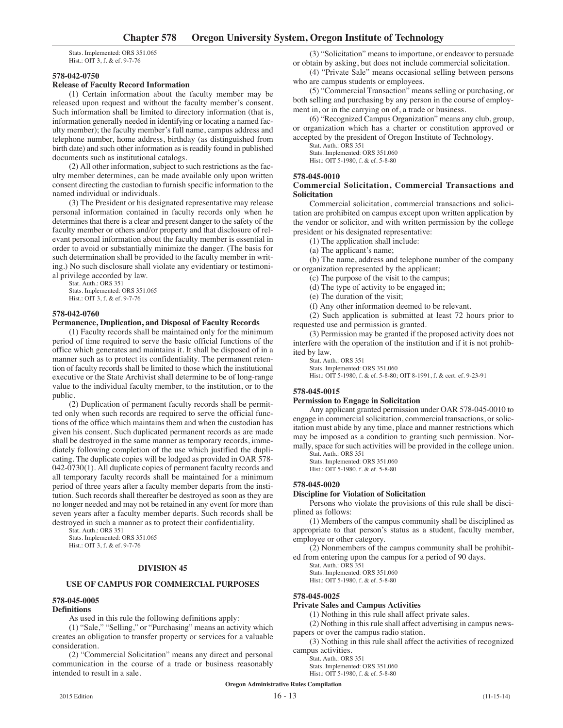Stats. Implemented: ORS 351.065
Hist.: OIT 3, f. & ef. 9-7-76

**578-042-0750**
**Release of Faculty Record Information**

(1) Certain information about the faculty member may be released upon request and without the faculty member's consent. Such information shall be limited to directory information (that is, information generally needed in identifying or locating a named faculty member); the faculty member's full name, campus address and telephone number, home address, birthday (as distinguished from birth date) and such other information as is readily found in published documents such as institutional catalogs.

(2) All other information, subject to such restrictions as the faculty member determines, can be made available only upon written consent directing the custodian to furnish specific information to the named individual or individuals.

(3) The President or his designated representative may release personal information contained in faculty records only when he determines that there is a clear and present danger to the safety of the faculty member or others and/or property and that disclosure of relevant personal information about the faculty member is essential in order to avoid or substantially minimize the danger. (The basis for such determination shall be provided to the faculty member in writing.) No such disclosure shall violate any evidentiary or testimonial privilege accorded by law.

Stat. Auth.: ORS 351
Stats. Implemented: ORS 351.065
Hist.: OIT 3, f. & ef. 9-7-76

**578-042-0760**
**Permanence, Duplication, and Disposal of Faculty Records**

(1) Faculty records shall be maintained only for the minimum period of time required to serve the basic official functions of the office which generates and maintains it. It shall be disposed of in a manner such as to protect its confidentiality. The permanent retention of faculty records shall be limited to those which the institutional executive or the State Archivist shall determine to be of long-range value to the individual faculty member, to the institution, or to the public.

(2) Duplication of permanent faculty records shall be permitted only when such records are required to serve the official functions of the office which maintains them and when the custodian has given his consent. Such duplicated permanent records as are made shall be destroyed in the same manner as temporary records, immediately following completion of the use which justified the duplicating. The duplicate copies will be lodged as provided in OAR 578-042-0730(1). All duplicate copies of permanent faculty records and all temporary faculty records shall be maintained for a minimum period of three years after a faculty member departs from the institution. Such records shall thereafter be destroyed as soon as they are no longer needed and may not be retained in any event for more than seven years after a faculty member departs. Such records shall be destroyed in such a manner as to protect their confidentiality.

Stat. Auth.: ORS 351
Stats. Implemented: ORS 351.065
Hist.: OIT 3, f. & ef. 9-7-76

## DIVISION 45

## USE OF CAMPUS FOR COMMERCIAL PURPOSES

**578-045-0005**
**Definitions**

As used in this rule the following definitions apply:

(1) "Sale," "Selling," or "Purchasing" means an activity which creates an obligation to transfer property or services for a valuable consideration.

(2) "Commercial Solicitation" means any direct and personal communication in the course of a trade or business reasonably intended to result in a sale.

(3) "Solicitation" means to importune, or endeavor to persuade or obtain by asking, but does not include commercial solicitation.

(4) "Private Sale" means occasional selling between persons who are campus students or employees.

(5) "Commercial Transaction" means selling or purchasing, or both selling and purchasing by any person in the course of employment in, or in the carrying on of, a trade or business.

(6) "Recognized Campus Organization" means any club, group, or organization which has a charter or constitution approved or accepted by the president of Oregon Institute of Technology.

Stat. Auth.: ORS 351
Stats. Implemented: ORS 351.060
Hist.: OIT 5-1980, f. & ef. 5-8-80

**578-045-0010**
**Commercial Solicitation, Commercial Transactions and Solicitation**

Commercial solicitation, commercial transactions and solicitation are prohibited on campus except upon written application by the vendor or solicitor, and with written permission by the college president or his designated representative:

(1) The application shall include:

(a) The applicant's name;

(b) The name, address and telephone number of the company or organization represented by the applicant;

(c) The purpose of the visit to the campus;

(d) The type of activity to be engaged in;

(e) The duration of the visit;

(f) Any other information deemed to be relevant.

(2) Such application is submitted at least 72 hours prior to requested use and permission is granted.

(3) Permission may be granted if the proposed activity does not interfere with the operation of the institution and if it is not prohibited by law.

Stat. Auth.: ORS 351
Stats. Implemented: ORS 351.060
Hist.: OIT 5-1980, f. & ef. 5-8-80; OIT 8-1991, f. & cert. ef. 9-23-91

**578-045-0015**
**Permission to Engage in Solicitation**

Any applicant granted permission under OAR 578-045-0010 to engage in commercial solicitation, commercial transactions, or solicitation must abide by any time, place and manner restrictions which may be imposed as a condition to granting such permission. Normally, space for such activities will be provided in the college union.

Stat. Auth.: ORS 351
Stats. Implemented: ORS 351.060
Hist.: OIT 5-1980, f. & ef. 5-8-80

**578-045-0020**
**Discipline for Violation of Solicitation**

Persons who violate the provisions of this rule shall be disciplined as follows:

(1) Members of the campus community shall be disciplined as appropriate to that person's status as a student, faculty member, employee or other category.

(2) Nonmembers of the campus community shall be prohibited from entering upon the campus for a period of 90 days.

Stat. Auth.: ORS 351
Stats. Implemented: ORS 351.060
Hist.: OIT 5-1980, f. & ef. 5-8-80

**578-045-0025**
**Private Sales and Campus Activities**

(1) Nothing in this rule shall affect private sales.

(2) Nothing in this rule shall affect advertising in campus newspapers or over the campus radio station.

(3) Nothing in this rule shall affect the activities of recognized campus activities.

Stat. Auth.: ORS 351
Stats. Implemented: ORS 351.060
Hist.: OIT 5-1980, f. & ef. 5-8-80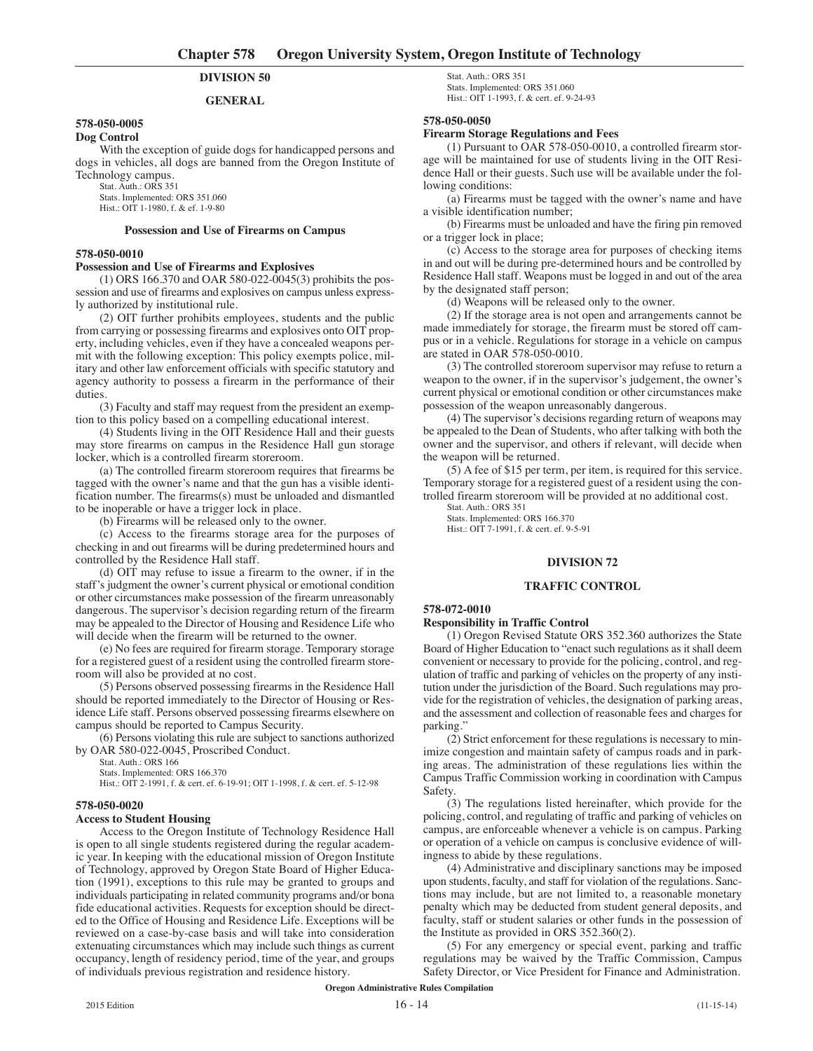## DIVISION 50

## GENERAL

### 578-050-0005

**Dog Control**

With the exception of guide dogs for handicapped persons and dogs in vehicles, all dogs are banned from the Oregon Institute of Technology campus.

Stat. Auth.: ORS 351
Stats. Implemented: ORS 351.060
Hist.: OIT 1-1980, f. & ef. 1-9-80

#### Possession and Use of Firearms on Campus

### 578-050-0010

**Possession and Use of Firearms and Explosives**

(1) ORS 166.370 and OAR 580-022-0045(3) prohibits the possession and use of firearms and explosives on campus unless expressly authorized by institutional rule.

(2) OIT further prohibits employees, students and the public from carrying or possessing firearms and explosives onto OIT property, including vehicles, even if they have a concealed weapons permit with the following exception: This policy exempts police, military and other law enforcement officials with specific statutory and agency authority to possess a firearm in the performance of their duties.

(3) Faculty and staff may request from the president an exemption to this policy based on a compelling educational interest.

(4) Students living in the OIT Residence Hall and their guests may store firearms on campus in the Residence Hall gun storage locker, which is a controlled firearm storeroom.

(a) The controlled firearm storeroom requires that firearms be tagged with the owner's name and that the gun has a visible identification number. The firearms(s) must be unloaded and dismantled to be inoperable or have a trigger lock in place.

(b) Firearms will be released only to the owner.

(c) Access to the firearms storage area for the purposes of checking in and out firearms will be during predetermined hours and controlled by the Residence Hall staff.

(d) OIT may refuse to issue a firearm to the owner, if in the staff's judgment the owner's current physical or emotional condition or other circumstances make possession of the firearm unreasonably dangerous. The supervisor's decision regarding return of the firearm may be appealed to the Director of Housing and Residence Life who will decide when the firearm will be returned to the owner.

(e) No fees are required for firearm storage. Temporary storage for a registered guest of a resident using the controlled firearm storeroom will also be provided at no cost.

(5) Persons observed possessing firearms in the Residence Hall should be reported immediately to the Director of Housing or Residence Life staff. Persons observed possessing firearms elsewhere on campus should be reported to Campus Security.

(6) Persons violating this rule are subject to sanctions authorized by OAR 580-022-0045, Proscribed Conduct.

Stat. Auth.: ORS 166
Stats. Implemented: ORS 166.370
Hist.: OIT 2-1991, f. & cert. ef. 6-19-91; OIT 1-1998, f. & cert. ef. 5-12-98

### 578-050-0020

**Access to Student Housing**

Access to the Oregon Institute of Technology Residence Hall is open to all single students registered during the regular academic year. In keeping with the educational mission of Oregon Institute of Technology, approved by Oregon State Board of Higher Education (1991), exceptions to this rule may be granted to groups and individuals participating in related community programs and/or bona fide educational activities. Requests for exception should be directed to the Office of Housing and Residence Life. Exceptions will be reviewed on a case-by-case basis and will take into consideration extenuating circumstances which may include such things as current occupancy, length of residency period, time of the year, and groups of individuals previous registration and residence history.

Stat. Auth.: ORS 351
Stats. Implemented: ORS 351.060
Hist.: OIT 1-1993, f. & cert. ef. 9-24-93

### 578-050-0050

**Firearm Storage Regulations and Fees**

(1) Pursuant to OAR 578-050-0010, a controlled firearm storage will be maintained for use of students living in the OIT Residence Hall or their guests. Such use will be available under the following conditions:

(a) Firearms must be tagged with the owner's name and have a visible identification number;

(b) Firearms must be unloaded and have the firing pin removed or a trigger lock in place;

(c) Access to the storage area for purposes of checking items in and out will be during pre-determined hours and be controlled by Residence Hall staff. Weapons must be logged in and out of the area by the designated staff person;

(d) Weapons will be released only to the owner.

(2) If the storage area is not open and arrangements cannot be made immediately for storage, the firearm must be stored off campus or in a vehicle. Regulations for storage in a vehicle on campus are stated in OAR 578-050-0010.

(3) The controlled storeroom supervisor may refuse to return a weapon to the owner, if in the supervisor's judgement, the owner's current physical or emotional condition or other circumstances make possession of the weapon unreasonably dangerous.

(4) The supervisor's decisions regarding return of weapons may be appealed to the Dean of Students, who after talking with both the owner and the supervisor, and others if relevant, will decide when the weapon will be returned.

(5) A fee of $15 per term, per item, is required for this service. Temporary storage for a registered guest of a resident using the controlled firearm storeroom will be provided at no additional cost.

Stat. Auth.: ORS 351
Stats. Implemented: ORS 166.370
Hist.: OIT 7-1991, f. & cert. ef. 9-5-91

## DIVISION 72

## TRAFFIC CONTROL

### 578-072-0010

**Responsibility in Traffic Control**

(1) Oregon Revised Statute ORS 352.360 authorizes the State Board of Higher Education to "enact such regulations as it shall deem convenient or necessary to provide for the policing, control, and regulation of traffic and parking of vehicles on the property of any institution under the jurisdiction of the Board. Such regulations may provide for the registration of vehicles, the designation of parking areas, and the assessment and collection of reasonable fees and charges for parking."

(2) Strict enforcement for these regulations is necessary to minimize congestion and maintain safety of campus roads and in parking areas. The administration of these regulations lies within the Campus Traffic Commission working in coordination with Campus Safety.

(3) The regulations listed hereinafter, which provide for the policing, control, and regulating of traffic and parking of vehicles on campus, are enforceable whenever a vehicle is on campus. Parking or operation of a vehicle on campus is conclusive evidence of willingness to abide by these regulations.

(4) Administrative and disciplinary sanctions may be imposed upon students, faculty, and staff for violation of the regulations. Sanctions may include, but are not limited to, a reasonable monetary penalty which may be deducted from student general deposits, and faculty, staff or student salaries or other funds in the possession of the Institute as provided in ORS 352.360(2).

(5) For any emergency or special event, parking and traffic regulations may be waived by the Traffic Commission, Campus Safety Director, or Vice President for Finance and Administration.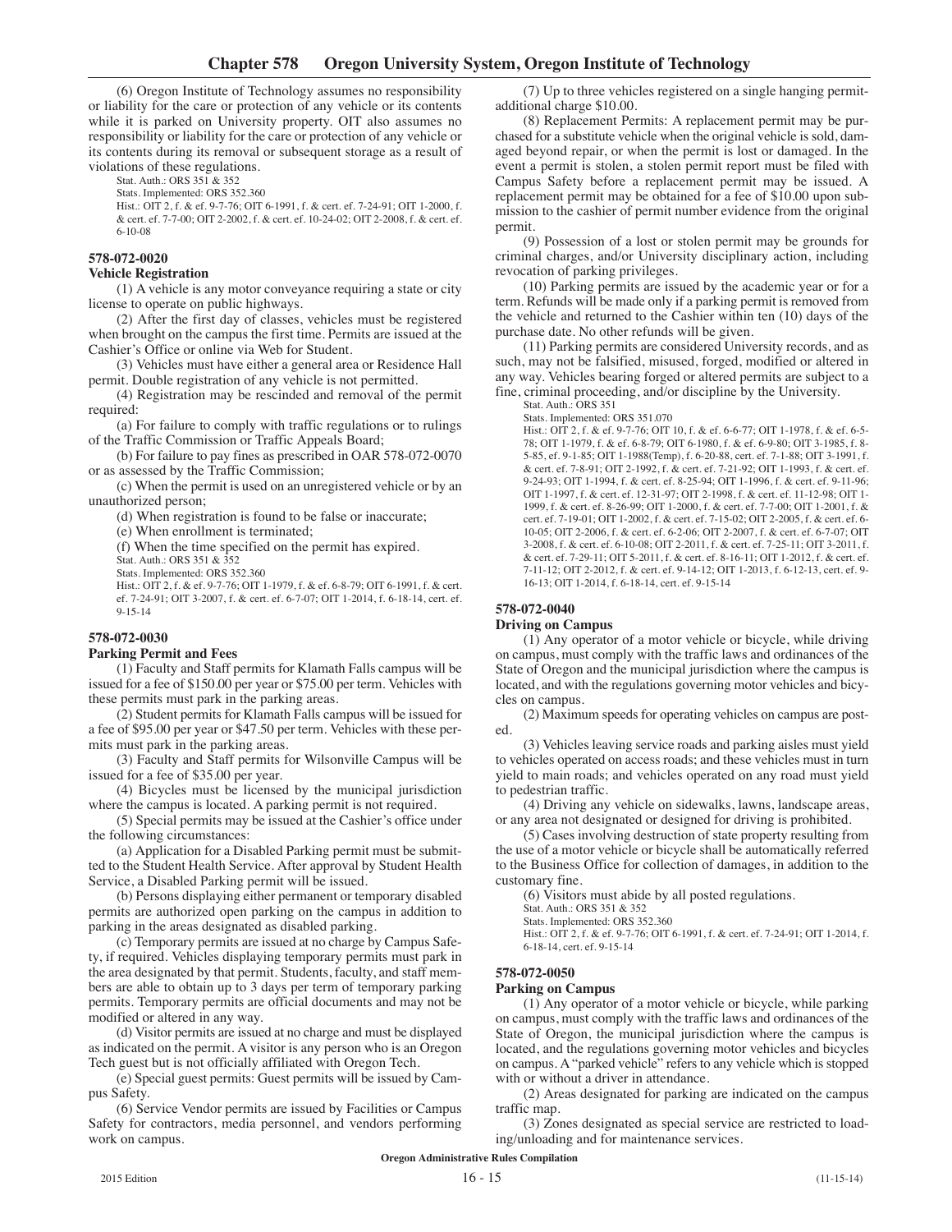(6) Oregon Institute of Technology assumes no responsibility or liability for the care or protection of any vehicle or its contents while it is parked on University property. OIT also assumes no responsibility or liability for the care or protection of any vehicle or its contents during its removal or subsequent storage as a result of violations of these regulations.

Stat. Auth.: ORS 351 & 352

Stats. Implemented: ORS 352.360

Hist.: OIT 2, f. & ef. 9-7-76; OIT 6-1991, f. & cert. ef. 7-24-91; OIT 1-2000, f. & cert. ef. 7-7-00; OIT 2-2002, f. & cert. ef. 10-24-02; OIT 2-2008, f. & cert. ef. 6-10-08

#### 578-072-0020
**Vehicle Registration**

(1) A vehicle is any motor conveyance requiring a state or city license to operate on public highways.

(2) After the first day of classes, vehicles must be registered when brought on the campus the first time. Permits are issued at the Cashier's Office or online via Web for Student.

(3) Vehicles must have either a general area or Residence Hall permit. Double registration of any vehicle is not permitted.

(4) Registration may be rescinded and removal of the permit required:

(a) For failure to comply with traffic regulations or to rulings of the Traffic Commission or Traffic Appeals Board;

(b) For failure to pay fines as prescribed in OAR 578-072-0070 or as assessed by the Traffic Commission;

(c) When the permit is used on an unregistered vehicle or by an unauthorized person;

(d) When registration is found to be false or inaccurate;

(e) When enrollment is terminated;

(f) When the time specified on the permit has expired.

Stat. Auth.: ORS 351 & 352

Stats. Implemented: ORS 352.360

Hist.: OIT 2, f. & ef. 9-7-76; OIT 1-1979, f. & ef. 6-8-79; OIT 6-1991, f. & cert. ef. 7-24-91; OIT 3-2007, f. & cert. ef. 6-7-07; OIT 1-2014, f. 6-18-14, cert. ef. 9-15-14

#### 578-072-0030
**Parking Permit and Fees**

(1) Faculty and Staff permits for Klamath Falls campus will be issued for a fee of $150.00 per year or $75.00 per term. Vehicles with these permits must park in the parking areas.

(2) Student permits for Klamath Falls campus will be issued for a fee of $95.00 per year or $47.50 per term. Vehicles with these permits must park in the parking areas.

(3) Faculty and Staff permits for Wilsonville Campus will be issued for a fee of $35.00 per year.

(4) Bicycles must be licensed by the municipal jurisdiction where the campus is located. A parking permit is not required.

(5) Special permits may be issued at the Cashier's office under the following circumstances:

(a) Application for a Disabled Parking permit must be submitted to the Student Health Service. After approval by Student Health Service, a Disabled Parking permit will be issued.

(b) Persons displaying either permanent or temporary disabled permits are authorized open parking on the campus in addition to parking in the areas designated as disabled parking.

(c) Temporary permits are issued at no charge by Campus Safety, if required. Vehicles displaying temporary permits must park in the area designated by that permit. Students, faculty, and staff members are able to obtain up to 3 days per term of temporary parking permits. Temporary permits are official documents and may not be modified or altered in any way.

(d) Visitor permits are issued at no charge and must be displayed as indicated on the permit. A visitor is any person who is an Oregon Tech guest but is not officially affiliated with Oregon Tech.

(e) Special guest permits: Guest permits will be issued by Campus Safety.

(6) Service Vendor permits are issued by Facilities or Campus Safety for contractors, media personnel, and vendors performing work on campus.

(7) Up to three vehicles registered on a single hanging permit-additional charge $10.00.

(8) Replacement Permits: A replacement permit may be purchased for a substitute vehicle when the original vehicle is sold, damaged beyond repair, or when the permit is lost or damaged. In the event a permit is stolen, a stolen permit report must be filed with Campus Safety before a replacement permit may be issued. A replacement permit may be obtained for a fee of $10.00 upon submission to the cashier of permit number evidence from the original permit.

(9) Possession of a lost or stolen permit may be grounds for criminal charges, and/or University disciplinary action, including revocation of parking privileges.

(10) Parking permits are issued by the academic year or for a term. Refunds will be made only if a parking permit is removed from the vehicle and returned to the Cashier within ten (10) days of the purchase date. No other refunds will be given.

(11) Parking permits are considered University records, and as such, may not be falsified, misused, forged, modified or altered in any way. Vehicles bearing forged or altered permits are subject to a fine, criminal proceeding, and/or discipline by the University.

Stat. Auth.: ORS 351

Stats. Implemented: ORS 351.070

Hist.: OIT 2, f. & ef. 9-7-76; OIT 10, f. & ef. 6-6-77; OIT 1-1978, f. & ef. 6-5-78; OIT 1-1979, f. & ef. 6-8-79; OIT 6-1980, f. & ef. 6-9-80; OIT 3-1985, f. 8-5-85, ef. 9-1-85; OIT 1-1988(Temp), f. 6-20-88, cert. ef. 7-1-88; OIT 3-1991, f. & cert. ef. 7-8-91; OIT 2-1992, f. & cert. ef. 7-21-92; OIT 1-1993, f. & cert. ef. 9-24-93; OIT 1-1994, f. & cert. ef. 8-25-94; OIT 1-1996, f. & cert. ef. 9-11-96; OIT 1-1997, f. & cert. ef. 12-31-97; OIT 2-1998, f. & cert. ef. 11-12-98; OIT 1-1999, f. & cert. ef. 8-26-99; OIT 1-2000, f. & cert. ef. 7-7-00; OIT 1-2001, f. & cert. ef. 7-19-01; OIT 1-2002, f. & cert. ef. 7-15-02; OIT 2-2005, f. & cert. ef. 6-10-05; OIT 2-2006, f. & cert. ef. 6-2-06; OIT 2-2007, f. & cert. ef. 6-7-07; OIT 3-2008, f. & cert. ef. 6-10-08; OIT 2-2011, f. & cert. ef. 7-25-11; OIT 3-2011, f. & cert. ef. 7-29-11; OIT 5-2011, f. & cert. ef. 8-16-11; OIT 1-2012, f. & cert. ef. 7-11-12; OIT 2-2012, f. & cert. ef. 9-14-12; OIT 1-2013, f. 6-12-13, cert. ef. 9-16-13; OIT 1-2014, f. 6-18-14, cert. ef. 9-15-14

#### 578-072-0040
**Driving on Campus**

(1) Any operator of a motor vehicle or bicycle, while driving on campus, must comply with the traffic laws and ordinances of the State of Oregon and the municipal jurisdiction where the campus is located, and with the regulations governing motor vehicles and bicycles on campus.

(2) Maximum speeds for operating vehicles on campus are posted.

(3) Vehicles leaving service roads and parking aisles must yield to vehicles operated on access roads; and these vehicles must in turn yield to main roads; and vehicles operated on any road must yield to pedestrian traffic.

(4) Driving any vehicle on sidewalks, lawns, landscape areas, or any area not designated or designed for driving is prohibited.

(5) Cases involving destruction of state property resulting from the use of a motor vehicle or bicycle shall be automatically referred to the Business Office for collection of damages, in addition to the customary fine.

(6) Visitors must abide by all posted regulations.

Stat. Auth.: ORS 351 & 352

Stats. Implemented: ORS 352.360

Hist.: OIT 2, f. & ef. 9-7-76; OIT 6-1991, f. & cert. ef. 7-24-91; OIT 1-2014, f. 6-18-14, cert. ef. 9-15-14

#### 578-072-0050
**Parking on Campus**

(1) Any operator of a motor vehicle or bicycle, while parking on campus, must comply with the traffic laws and ordinances of the State of Oregon, the municipal jurisdiction where the campus is located, and the regulations governing motor vehicles and bicycles on campus. A "parked vehicle" refers to any vehicle which is stopped with or without a driver in attendance.

(2) Areas designated for parking are indicated on the campus traffic map.

(3) Zones designated as special service are restricted to loading/unloading and for maintenance services.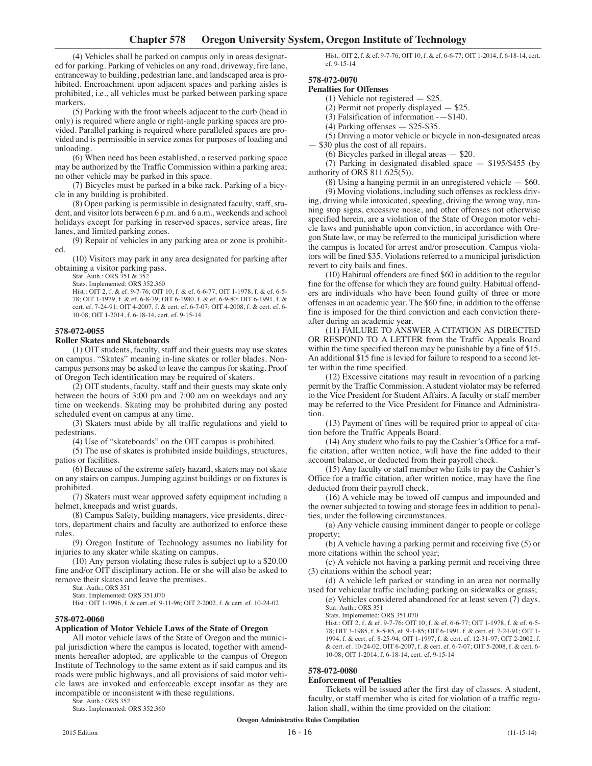(4) Vehicles shall be parked on campus only in areas designated for parking. Parking of vehicles on any road, driveway, fire lane, entranceway to building, pedestrian lane, and landscaped area is prohibited. Encroachment upon adjacent spaces and parking aisles is prohibited, i.e., all vehicles must be parked between parking space markers.

(5) Parking with the front wheels adjacent to the curb (head in only) is required where angle or right-angle parking spaces are provided. Parallel parking is required where paralleled spaces are provided and is permissible in service zones for purposes of loading and unloading.

(6) When need has been established, a reserved parking space may be authorized by the Traffic Commission within a parking area; no other vehicle may be parked in this space.

(7) Bicycles must be parked in a bike rack. Parking of a bicycle in any building is prohibited.

(8) Open parking is permissible in designated faculty, staff, student, and visitor lots between 6 p.m. and 6 a.m., weekends and school holidays except for parking in reserved spaces, service areas, fire lanes, and limited parking zones.

(9) Repair of vehicles in any parking area or zone is prohibited.

(10) Visitors may park in any area designated for parking after obtaining a visitor parking pass.

Stat. Auth.: ORS 351 & 352

Stats. Implemented: ORS 352.360

Hist.: OIT 2, f. & ef. 9-7-76; OIT 10, f. & ef. 6-6-77; OIT 1-1978, f. & ef. 6-5-78; OIT 1-1979, f. & ef. 6-8-79; OIT 6-1980, f. & ef. 6-9-80; OIT 6-1991, f. & cert. ef. 7-24-91; OIT 4-2007, f. & cert. ef. 6-7-07; OIT 4-2008, f. & cert. ef. 6-10-08; OIT 1-2014, f. 6-18-14, cert. ef. 9-15-14

### 578-072-0055

### Roller Skates and Skateboards

(1) OIT students, faculty, staff and their guests may use skates on campus. "Skates" meaning in-line skates or roller blades. Non-campus persons may be asked to leave the campus for skating. Proof of Oregon Tech identification may be required of skaters.

(2) OIT students, faculty, staff and their guests may skate only between the hours of 3:00 pm and 7:00 am on weekdays and any time on weekends. Skating may be prohibited during any posted scheduled event on campus at any time.

(3) Skaters must abide by all traffic regulations and yield to pedestrians.

(4) Use of "skateboards" on the OIT campus is prohibited.

(5) The use of skates is prohibited inside buildings, structures, patios or facilities.

(6) Because of the extreme safety hazard, skaters may not skate on any stairs on campus. Jumping against buildings or on fixtures is prohibited.

(7) Skaters must wear approved safety equipment including a helmet, kneepads and wrist guards.

(8) Campus Safety, building managers, vice presidents, directors, department chairs and faculty are authorized to enforce these rules.

(9) Oregon Institute of Technology assumes no liability for injuries to any skater while skating on campus.

(10) Any person violating these rules is subject up to a $20.00 fine and/or OIT disciplinary action. He or she will also be asked to remove their skates and leave the premises.

Stat. Auth.: ORS 351

Stats. Implemented: ORS 351.070

Hist.: OIT 1-1996, f. & cert. ef. 9-11-96; OIT 2-2002, f. & cert. ef. 10-24-02

### 578-072-0060

### Application of Motor Vehicle Laws of the State of Oregon

All motor vehicle laws of the State of Oregon and the municipal jurisdiction where the campus is located, together with amendments hereafter adopted, are applicable to the campus of Oregon Institute of Technology to the same extent as if said campus and its roads were public highways, and all provisions of said motor vehicle laws are invoked and enforceable except insofar as they are incompatible or inconsistent with these regulations.

Stat. Auth.: ORS 352

Stats. Implemented: ORS 352.360

Hist.: OIT 2, f. & ef. 9-7-76; OIT 10, f. & ef. 6-6-77; OIT 1-2014, f. 6-18-14, cert. ef. 9-15-14

### 578-072-0070

### Penalties for Offenses

(1) Vehicle not registered — $25.

(2) Permit not properly displayed — $25.

(3) Falsification of information -—$140.

(4) Parking offenses — $25-$35.

(5) Driving a motor vehicle or bicycle in non-designated areas — $30 plus the cost of all repairs.

(6) Bicycles parked in illegal areas — $20.

(7) Parking in designated disabled space — $195/$455 (by authority of ORS 811.625(5)).

(8) Using a hanging permit in an unregistered vehicle — $60.

(9) Moving violations, including such offenses as reckless driving, driving while intoxicated, speeding, driving the wrong way, running stop signs, excessive noise, and other offenses not otherwise specified herein, are a violation of the State of Oregon motor vehicle laws and punishable upon conviction, in accordance with Oregon State law, or may be referred to the municipal jurisdiction where the campus is located for arrest and/or prosecution. Campus violators will be fined $35. Violations referred to a municipal jurisdiction revert to city bails and fines.

(10) Habitual offenders are fined $60 in addition to the regular fine for the offense for which they are found guilty. Habitual offenders are individuals who have been found guilty of three or more offenses in an academic year. The $60 fine, in addition to the offense fine is imposed for the third conviction and each conviction thereafter during an academic year.

(11) FAILURE TO ANSWER A CITATION AS DIRECTED OR RESPOND TO A LETTER from the Traffic Appeals Board within the time specified thereon may be punishable by a fine of $15. An additional $15 fine is levied for failure to respond to a second letter within the time specified.

(12) Excessive citations may result in revocation of a parking permit by the Traffic Commission. A student violator may be referred to the Vice President for Student Affairs. A faculty or staff member may be referred to the Vice President for Finance and Administration.

(13) Payment of fines will be required prior to appeal of citation before the Traffic Appeals Board.

(14) Any student who fails to pay the Cashier's Office for a traffic citation, after written notice, will have the fine added to their account balance, or deducted from their payroll check.

(15) Any faculty or staff member who fails to pay the Cashier's Office for a traffic citation, after written notice, may have the fine deducted from their payroll check.

(16) A vehicle may be towed off campus and impounded and the owner subjected to towing and storage fees in addition to penalties, under the following circumstances.

(a) Any vehicle causing imminent danger to people or college property;

(b) A vehicle having a parking permit and receiving five (5) or more citations within the school year;

(c) A vehicle not having a parking permit and receiving three (3) citations within the school year;

(d) A vehicle left parked or standing in an area not normally used for vehicular traffic including parking on sidewalks or grass;

(e) Vehicles considered abandoned for at least seven (7) days.

Stat. Auth.: ORS 351

Stats. Implemented: ORS 351.070

Hist.: OIT 2, f. & ef. 9-7-76; OIT 10, f. & ef. 6-6-77; OIT 1-1978, f. & ef. 6-5-78; OIT 3-1985, f. 8-5-85, ef. 9-1-85; OIT 6-1991, f. & cert. ef. 7-24-91; OIT 1-1994, f. & cert. ef. 8-25-94; OIT 1-1997, f. & cert. ef. 12-31-97; OIT 2-2002, f. & cert. ef. 10-24-02; OIT 6-2007, f. & cert. ef. 6-7-07; OIT 5-2008, f. & cert. ef. 6-10-08; OIT 1-2014, f. 6-18-14, cert. ef. 9-15-14

### 578-072-0080

### Enforcement of Penalties

Tickets will be issued after the first day of classes. A student, faculty, or staff member who is cited for violation of a traffic regulation shall, within the time provided on the citation: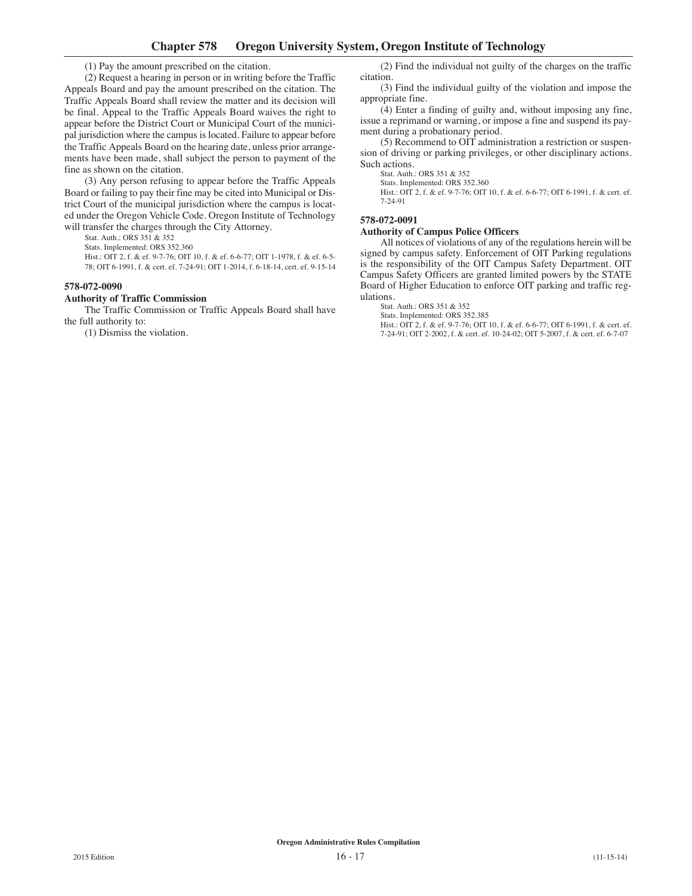(1) Pay the amount prescribed on the citation.

(2) Request a hearing in person or in writing before the Traffic Appeals Board and pay the amount prescribed on the citation. The Traffic Appeals Board shall review the matter and its decision will be final. Appeal to the Traffic Appeals Board waives the right to appear before the District Court or Municipal Court of the municipal jurisdiction where the campus is located. Failure to appear before the Traffic Appeals Board on the hearing date, unless prior arrangements have been made, shall subject the person to payment of the fine as shown on the citation.

(3) Any person refusing to appear before the Traffic Appeals Board or failing to pay their fine may be cited into Municipal or District Court of the municipal jurisdiction where the campus is located under the Oregon Vehicle Code. Oregon Institute of Technology will transfer the charges through the City Attorney.

Stat. Auth.: ORS 351 & 352
Stats. Implemented: ORS 352.360
Hist.: OIT 2, f. & ef. 9-7-76; OIT 10, f. & ef. 6-6-77; OIT 1-1978, f. & ef. 6-5-78; OIT 6-1991, f. & cert. ef. 7-24-91; OIT 1-2014, f. 6-18-14, cert. ef. 9-15-14

**578-072-0090**

**Authority of Traffic Commission**

The Traffic Commission or Traffic Appeals Board shall have the full authority to:

(1) Dismiss the violation.

(2) Find the individual not guilty of the charges on the traffic citation.

(3) Find the individual guilty of the violation and impose the appropriate fine.

(4) Enter a finding of guilty and, without imposing any fine, issue a reprimand or warning, or impose a fine and suspend its payment during a probationary period.

(5) Recommend to OIT administration a restriction or suspension of driving or parking privileges, or other disciplinary actions. Such actions.

Stat. Auth.: ORS 351 & 352
Stats. Implemented: ORS 352.360
Hist.: OIT 2, f. & ef. 9-7-76; OIT 10, f. & ef. 6-6-77; OIT 6-1991, f. & cert. ef. 7-24-91

**578-072-0091**

**Authority of Campus Police Officers**

All notices of violations of any of the regulations herein will be signed by campus safety. Enforcement of OIT Parking regulations is the responsibility of the OIT Campus Safety Department. OIT Campus Safety Officers are granted limited powers by the STATE Board of Higher Education to enforce OIT parking and traffic regulations.

Stat. Auth.: ORS 351 & 352
Stats. Implemented: ORS 352.385
Hist.: OIT 2, f. & ef. 9-7-76; OIT 10, f. & ef. 6-6-77; OIT 6-1991, f. & cert. ef. 7-24-91; OIT 2-2002, f. & cert. ef. 10-24-02; OIT 5-2007, f. & cert. ef. 6-7-07